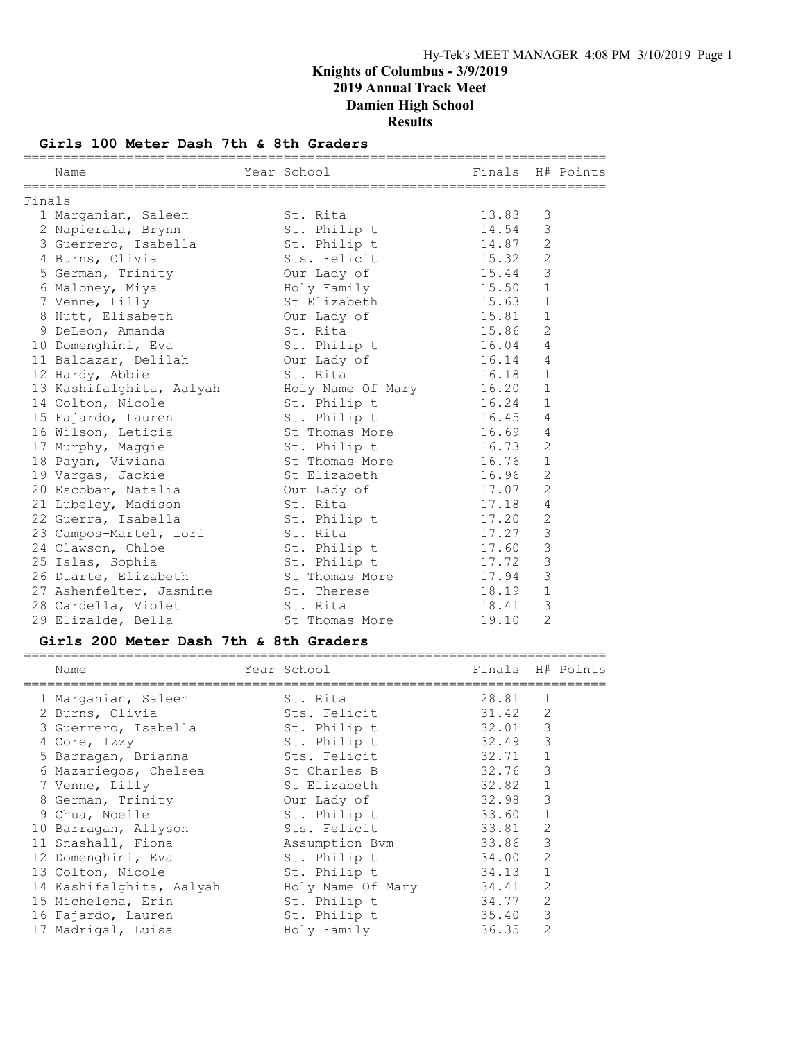# Knights of Columbus - 3/9/2019
## 2019 Annual Track Meet
## Damien High School
## Results

### Girls 100 Meter Dash 7th & 8th Graders

| Name | Year | School | Finals | H# | Points |
|---|---|---|---|---|---|
| **Finals** | | | | | |
| 1 Marganian, Saleen | | St. Rita | 13.83 | 3 | |
| 2 Napierala, Brynn | | St. Philip t | 14.54 | 3 | |
| 3 Guerrero, Isabella | | St. Philip t | 14.87 | 2 | |
| 4 Burns, Olivia | | Sts. Felicit | 15.32 | 2 | |
| 5 German, Trinity | | Our Lady of | 15.44 | 3 | |
| 6 Maloney, Miya | | Holy Family | 15.50 | 1 | |
| 7 Venne, Lilly | | St Elizabeth | 15.63 | 1 | |
| 8 Hutt, Elisabeth | | Our Lady of | 15.81 | 1 | |
| 9 DeLeon, Amanda | | St. Rita | 15.86 | 2 | |
| 10 Domenghini, Eva | | St. Philip t | 16.04 | 4 | |
| 11 Balcazar, Delilah | | Our Lady of | 16.14 | 4 | |
| 12 Hardy, Abbie | | St. Rita | 16.18 | 1 | |
| 13 Kashifalghita, Aalyah | | Holy Name Of Mary | 16.20 | 1 | |
| 14 Colton, Nicole | | St. Philip t | 16.24 | 1 | |
| 15 Fajardo, Lauren | | St. Philip t | 16.45 | 4 | |
| 16 Wilson, Leticia | | St Thomas More | 16.69 | 4 | |
| 17 Murphy, Maggie | | St. Philip t | 16.73 | 2 | |
| 18 Payan, Viviana | | St Thomas More | 16.76 | 1 | |
| 19 Vargas, Jackie | | St Elizabeth | 16.96 | 2 | |
| 20 Escobar, Natalia | | Our Lady of | 17.07 | 2 | |
| 21 Lubeley, Madison | | St. Rita | 17.18 | 4 | |
| 22 Guerra, Isabella | | St. Philip t | 17.20 | 2 | |
| 23 Campos-Martel, Lori | | St. Rita | 17.27 | 3 | |
| 24 Clawson, Chloe | | St. Philip t | 17.60 | 3 | |
| 25 Islas, Sophia | | St. Philip t | 17.72 | 3 | |
| 26 Duarte, Elizabeth | | St Thomas More | 17.94 | 3 | |
| 27 Ashenfelter, Jasmine | | St. Therese | 18.19 | 1 | |
| 28 Cardella, Violet | | St. Rita | 18.41 | 3 | |
| 29 Elizalde, Bella | | St Thomas More | 19.10 | 2 | |

### Girls 200 Meter Dash 7th & 8th Graders

| Name | Year | School | Finals | H# | Points |
|---|---|---|---|---|---|
| 1 Marganian, Saleen | | St. Rita | 28.81 | 1 | |
| 2 Burns, Olivia | | Sts. Felicit | 31.42 | 2 | |
| 3 Guerrero, Isabella | | St. Philip t | 32.01 | 3 | |
| 4 Core, Izzy | | St. Philip t | 32.49 | 3 | |
| 5 Barragan, Brianna | | Sts. Felicit | 32.71 | 1 | |
| 6 Mazariegos, Chelsea | | St Charles B | 32.76 | 3 | |
| 7 Venne, Lilly | | St Elizabeth | 32.82 | 1 | |
| 8 German, Trinity | | Our Lady of | 32.98 | 3 | |
| 9 Chua, Noelle | | St. Philip t | 33.60 | 1 | |
| 10 Barragan, Allyson | | Sts. Felicit | 33.81 | 2 | |
| 11 Snashall, Fiona | | Assumption Bvm | 33.86 | 3 | |
| 12 Domenghini, Eva | | St. Philip t | 34.00 | 2 | |
| 13 Colton, Nicole | | St. Philip t | 34.13 | 1 | |
| 14 Kashifalghita, Aalyah | | Holy Name Of Mary | 34.41 | 2 | |
| 15 Michelena, Erin | | St. Philip t | 34.77 | 2 | |
| 16 Fajardo, Lauren | | St. Philip t | 35.40 | 3 | |
| 17 Madrigal, Luisa | | Holy Family | 36.35 | 2 | |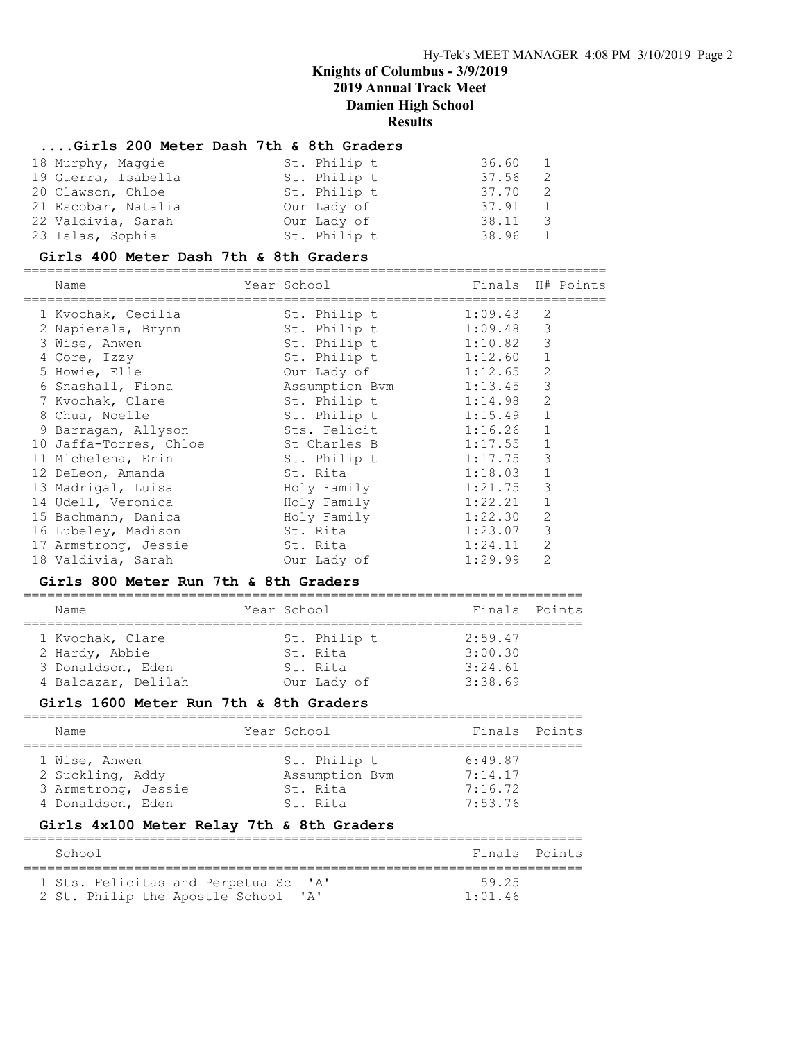# Knights of Columbus - 3/9/2019
## 2019 Annual Track Meet
## Damien High School
## Results

### ....Girls 200 Meter Dash 7th & 8th Graders

| Name | Year School | Finals | H# | Points |
|---|---|---|---|---|
| 18 Murphy, Maggie | St. Philip t | 36.60 | 1 | |
| 19 Guerra, Isabella | St. Philip t | 37.56 | 2 | |
| 20 Clawson, Chloe | St. Philip t | 37.70 | 2 | |
| 21 Escobar, Natalia | Our Lady of | 37.91 | 1 | |
| 22 Valdivia, Sarah | Our Lady of | 38.11 | 3 | |
| 23 Islas, Sophia | St. Philip t | 38.96 | 1 | |

### Girls 400 Meter Dash 7th & 8th Graders

| Name | Year School | Finals | H# | Points |
|---|---|---|---|---|
| 1 Kvochak, Cecilia | St. Philip t | 1:09.43 | 2 | |
| 2 Napierala, Brynn | St. Philip t | 1:09.48 | 3 | |
| 3 Wise, Anwen | St. Philip t | 1:10.82 | 3 | |
| 4 Core, Izzy | St. Philip t | 1:12.60 | 1 | |
| 5 Howie, Elle | Our Lady of | 1:12.65 | 2 | |
| 6 Snashall, Fiona | Assumption Bvm | 1:13.45 | 3 | |
| 7 Kvochak, Clare | St. Philip t | 1:14.98 | 2 | |
| 8 Chua, Noelle | St. Philip t | 1:15.49 | 1 | |
| 9 Barragan, Allyson | Sts. Felicit | 1:16.26 | 1 | |
| 10 Jaffa-Torres, Chloe | St Charles B | 1:17.55 | 1 | |
| 11 Michelena, Erin | St. Philip t | 1:17.75 | 3 | |
| 12 DeLeon, Amanda | St. Rita | 1:18.03 | 1 | |
| 13 Madrigal, Luisa | Holy Family | 1:21.75 | 3 | |
| 14 Udell, Veronica | Holy Family | 1:22.21 | 1 | |
| 15 Bachmann, Danica | Holy Family | 1:22.30 | 2 | |
| 16 Lubeley, Madison | St. Rita | 1:23.07 | 3 | |
| 17 Armstrong, Jessie | St. Rita | 1:24.11 | 2 | |
| 18 Valdivia, Sarah | Our Lady of | 1:29.99 | 2 | |

### Girls 800 Meter Run 7th & 8th Graders

| Name | Year School | Finals | Points |
|---|---|---|---|
| 1 Kvochak, Clare | St. Philip t | 2:59.47 | |
| 2 Hardy, Abbie | St. Rita | 3:00.30 | |
| 3 Donaldson, Eden | St. Rita | 3:24.61 | |
| 4 Balcazar, Delilah | Our Lady of | 3:38.69 | |

### Girls 1600 Meter Run 7th & 8th Graders

| Name | Year School | Finals | Points |
|---|---|---|---|
| 1 Wise, Anwen | St. Philip t | 6:49.87 | |
| 2 Suckling, Addy | Assumption Bvm | 7:14.17 | |
| 3 Armstrong, Jessie | St. Rita | 7:16.72 | |
| 4 Donaldson, Eden | St. Rita | 7:53.76 | |

### Girls 4x100 Meter Relay 7th & 8th Graders

| School | Finals | Points |
|---|---|---|
| 1 Sts. Felicitas and Perpetua Sc 'A' | 59.25 | |
| 2 St. Philip the Apostle School 'A' | 1:01.46 | |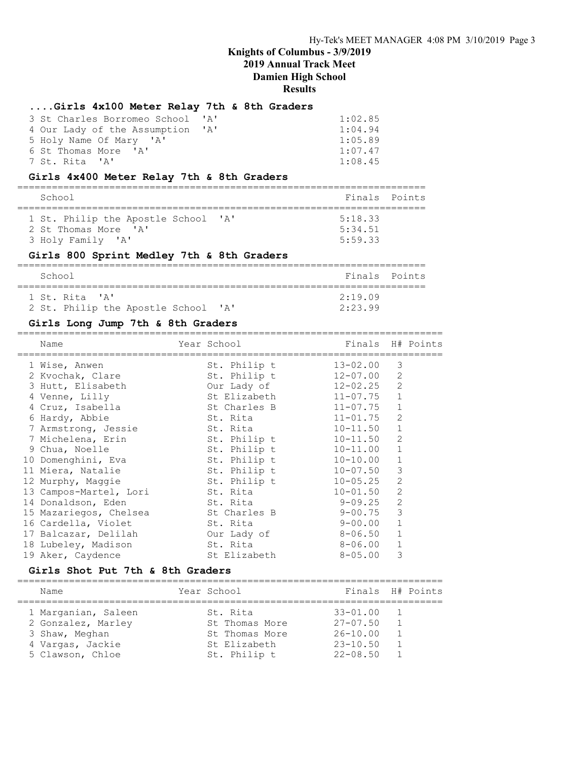# Knights of Columbus - 3/9/2019
## 2019 Annual Track Meet
## Damien High School
## Results

### ....Girls 4x100 Meter Relay 7th & 8th Graders

| School | Finals |
|---|---|
| 3 St Charles Borromeo School 'A' | 1:02.85 |
| 4 Our Lady of the Assumption 'A' | 1:04.94 |
| 5 Holy Name Of Mary 'A' | 1:05.89 |
| 6 St Thomas More 'A' | 1:07.47 |
| 7 St. Rita 'A' | 1:08.45 |

### Girls 4x400 Meter Relay 7th & 8th Graders

| School | Finals | Points |
|---|---|---|
| 1 St. Philip the Apostle School 'A' | 5:18.33 | |
| 2 St Thomas More 'A' | 5:34.51 | |
| 3 Holy Family 'A' | 5:59.33 | |

### Girls 800 Sprint Medley 7th & 8th Graders

| School | Finals | Points |
|---|---|---|
| 1 St. Rita 'A' | 2:19.09 | |
| 2 St. Philip the Apostle School 'A' | 2:23.99 | |

### Girls Long Jump 7th & 8th Graders

| Name | Year | School | Finals | H# | Points |
|---|---|---|---|---|---|
| 1 Wise, Anwen | | St. Philip t | 13-02.00 | 3 | |
| 2 Kvochak, Clare | | St. Philip t | 12-07.00 | 2 | |
| 3 Hutt, Elisabeth | | Our Lady of | 12-02.25 | 2 | |
| 4 Venne, Lilly | | St Elizabeth | 11-07.75 | 1 | |
| 4 Cruz, Isabella | | St Charles B | 11-07.75 | 1 | |
| 6 Hardy, Abbie | | St. Rita | 11-01.75 | 2 | |
| 7 Armstrong, Jessie | | St. Rita | 10-11.50 | 1 | |
| 7 Michelena, Erin | | St. Philip t | 10-11.50 | 2 | |
| 9 Chua, Noelle | | St. Philip t | 10-11.00 | 1 | |
| 10 Domenghini, Eva | | St. Philip t | 10-10.00 | 1 | |
| 11 Miera, Natalie | | St. Philip t | 10-07.50 | 3 | |
| 12 Murphy, Maggie | | St. Philip t | 10-05.25 | 2 | |
| 13 Campos-Martel, Lori | | St. Rita | 10-01.50 | 2 | |
| 14 Donaldson, Eden | | St. Rita | 9-09.25 | 2 | |
| 15 Mazariegos, Chelsea | | St Charles B | 9-00.75 | 3 | |
| 16 Cardella, Violet | | St. Rita | 9-00.00 | 1 | |
| 17 Balcazar, Delilah | | Our Lady of | 8-06.50 | 1 | |
| 18 Lubeley, Madison | | St. Rita | 8-06.00 | 1 | |
| 19 Aker, Caydence | | St Elizabeth | 8-05.00 | 3 | |

### Girls Shot Put 7th & 8th Graders

| Name | Year | School | Finals | H# | Points |
|---|---|---|---|---|---|
| 1 Marganian, Saleen | | St. Rita | 33-01.00 | 1 | |
| 2 Gonzalez, Marley | | St Thomas More | 27-07.50 | 1 | |
| 3 Shaw, Meghan | | St Thomas More | 26-10.00 | 1 | |
| 4 Vargas, Jackie | | St Elizabeth | 23-10.50 | 1 | |
| 5 Clawson, Chloe | | St. Philip t | 22-08.50 | 1 | |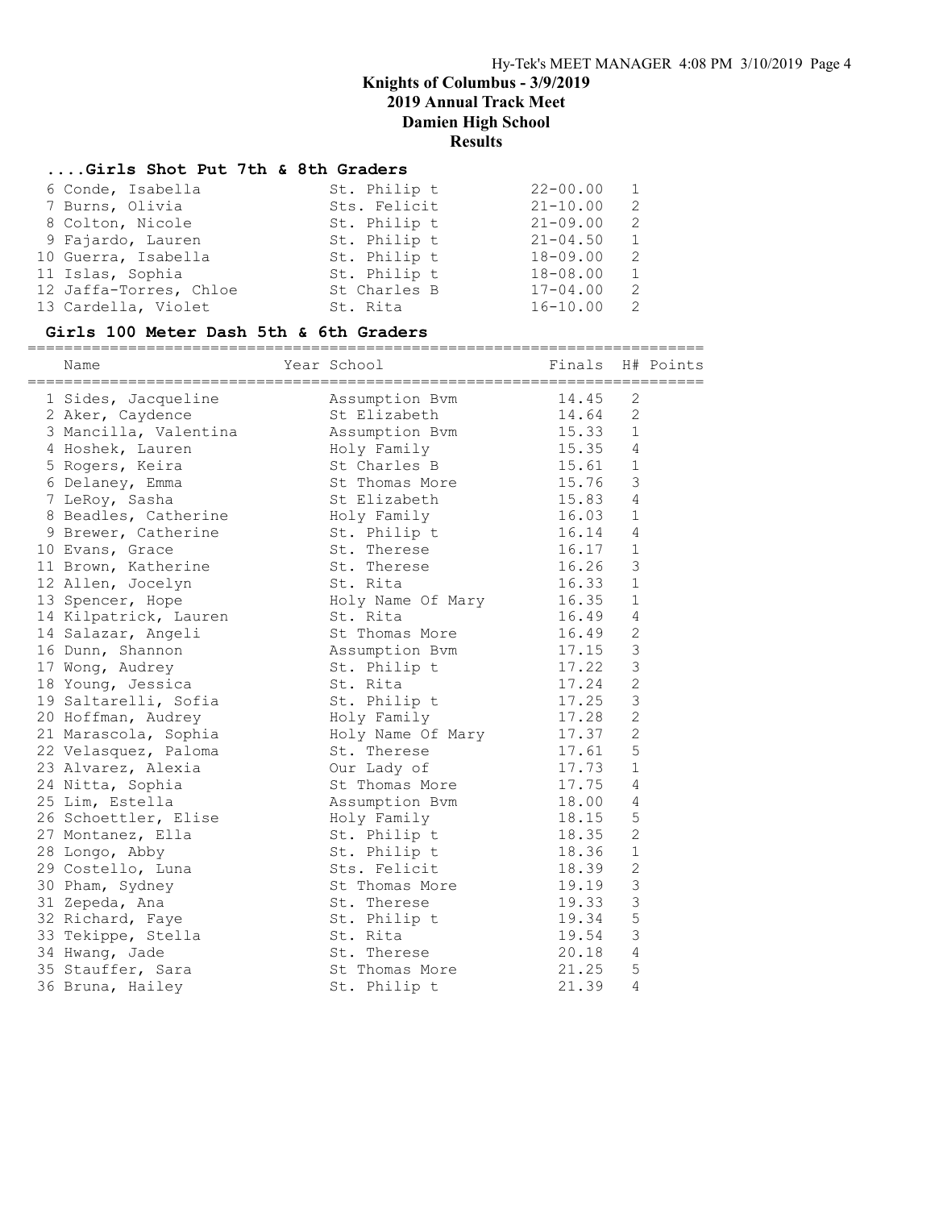# Knights of Columbus - 3/9/2019
## 2019 Annual Track Meet
## Damien High School
## Results

### ....Girls Shot Put 7th & 8th Graders

| | Name | School | Finals | Flight |
|---|---|---|---|---|
| 6 | Conde, Isabella | St. Philip t | 22-00.00 | 1 |
| 7 | Burns, Olivia | Sts. Felicit | 21-10.00 | 2 |
| 8 | Colton, Nicole | St. Philip t | 21-09.00 | 2 |
| 9 | Fajardo, Lauren | St. Philip t | 21-04.50 | 1 |
| 10 | Guerra, Isabella | St. Philip t | 18-09.00 | 2 |
| 11 | Islas, Sophia | St. Philip t | 18-08.00 | 1 |
| 12 | Jaffa-Torres, Chloe | St Charles B | 17-04.00 | 2 |
| 13 | Cardella, Violet | St. Rita | 16-10.00 | 2 |

### Girls 100 Meter Dash 5th & 6th Graders

| | Name | Year School | Finals | H# | Points |
|---|---|---|---|---|---|
| 1 | Sides, Jacqueline | Assumption Bvm | 14.45 | 2 | |
| 2 | Aker, Caydence | St Elizabeth | 14.64 | 2 | |
| 3 | Mancilla, Valentina | Assumption Bvm | 15.33 | 1 | |
| 4 | Hoshek, Lauren | Holy Family | 15.35 | 4 | |
| 5 | Rogers, Keira | St Charles B | 15.61 | 1 | |
| 6 | Delaney, Emma | St Thomas More | 15.76 | 3 | |
| 7 | LeRoy, Sasha | St Elizabeth | 15.83 | 4 | |
| 8 | Beadles, Catherine | Holy Family | 16.03 | 1 | |
| 9 | Brewer, Catherine | St. Philip t | 16.14 | 4 | |
| 10 | Evans, Grace | St. Therese | 16.17 | 1 | |
| 11 | Brown, Katherine | St. Therese | 16.26 | 3 | |
| 12 | Allen, Jocelyn | St. Rita | 16.33 | 1 | |
| 13 | Spencer, Hope | Holy Name Of Mary | 16.35 | 1 | |
| 14 | Kilpatrick, Lauren | St. Rita | 16.49 | 4 | |
| 14 | Salazar, Angeli | St Thomas More | 16.49 | 2 | |
| 16 | Dunn, Shannon | Assumption Bvm | 17.15 | 3 | |
| 17 | Wong, Audrey | St. Philip t | 17.22 | 3 | |
| 18 | Young, Jessica | St. Rita | 17.24 | 2 | |
| 19 | Saltarelli, Sofia | St. Philip t | 17.25 | 3 | |
| 20 | Hoffman, Audrey | Holy Family | 17.28 | 2 | |
| 21 | Marascola, Sophia | Holy Name Of Mary | 17.37 | 2 | |
| 22 | Velasquez, Paloma | St. Therese | 17.61 | 5 | |
| 23 | Alvarez, Alexia | Our Lady of | 17.73 | 1 | |
| 24 | Nitta, Sophia | St Thomas More | 17.75 | 4 | |
| 25 | Lim, Estella | Assumption Bvm | 18.00 | 4 | |
| 26 | Schoettler, Elise | Holy Family | 18.15 | 5 | |
| 27 | Montanez, Ella | St. Philip t | 18.35 | 2 | |
| 28 | Longo, Abby | St. Philip t | 18.36 | 1 | |
| 29 | Costello, Luna | Sts. Felicit | 18.39 | 2 | |
| 30 | Pham, Sydney | St Thomas More | 19.19 | 3 | |
| 31 | Zepeda, Ana | St. Therese | 19.33 | 3 | |
| 32 | Richard, Faye | St. Philip t | 19.34 | 5 | |
| 33 | Tekippe, Stella | St. Rita | 19.54 | 3 | |
| 34 | Hwang, Jade | St. Therese | 20.18 | 4 | |
| 35 | Stauffer, Sara | St Thomas More | 21.25 | 5 | |
| 36 | Bruna, Hailey | St. Philip t | 21.39 | 4 | |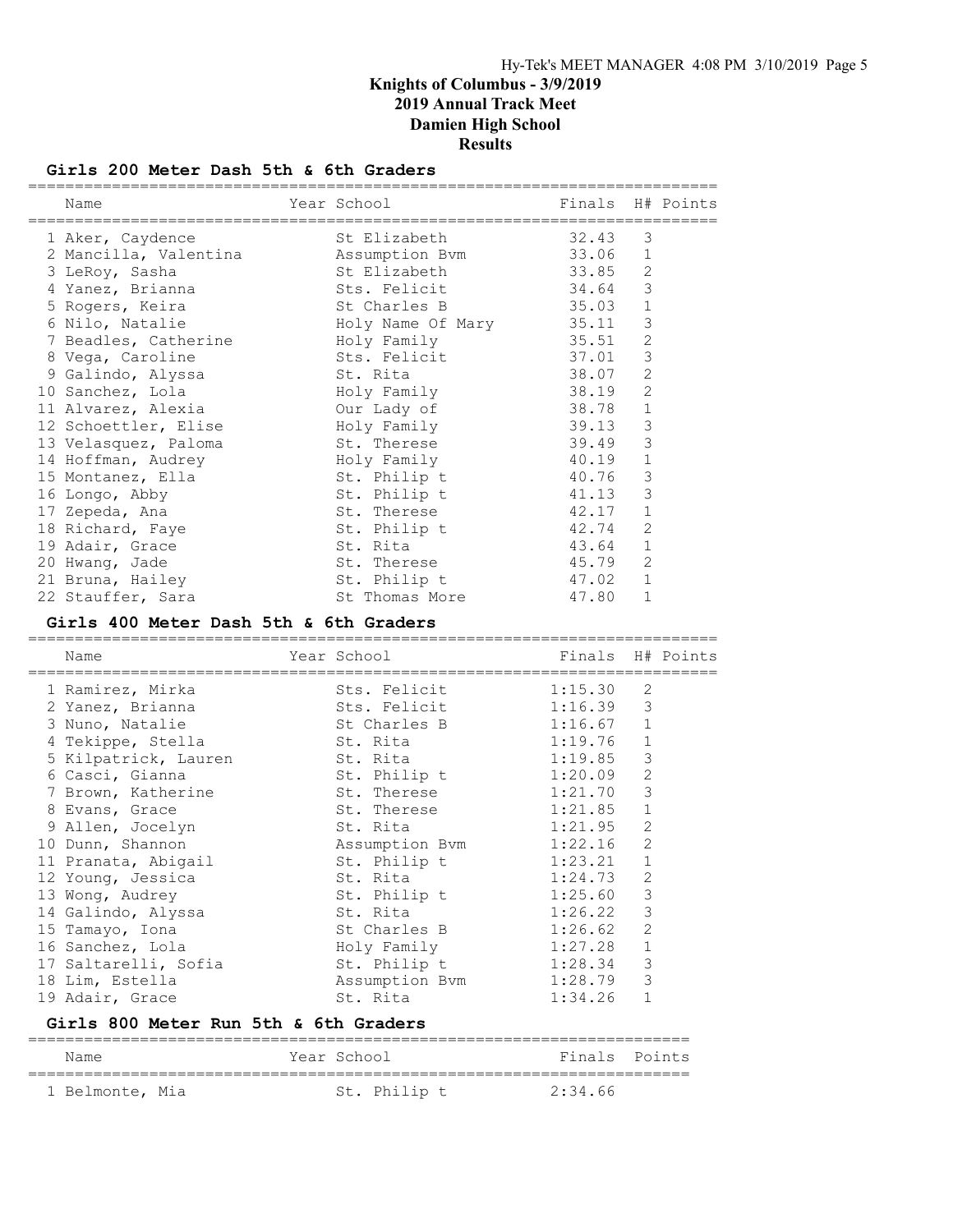# Knights of Columbus - 3/9/2019
## 2019 Annual Track Meet
## Damien High School
## Results

### Girls 200 Meter Dash 5th & 6th Graders

| | Name | Year | School | Finals | H# | Points |
|---|---|---|---|---|---|---|
| 1 | Aker, Caydence | | St Elizabeth | 32.43 | 3 | |
| 2 | Mancilla, Valentina | | Assumption Bvm | 33.06 | 1 | |
| 3 | LeRoy, Sasha | | St Elizabeth | 33.85 | 2 | |
| 4 | Yanez, Brianna | | Sts. Felicit | 34.64 | 3 | |
| 5 | Rogers, Keira | | St Charles B | 35.03 | 1 | |
| 6 | Nilo, Natalie | | Holy Name Of Mary | 35.11 | 3 | |
| 7 | Beadles, Catherine | | Holy Family | 35.51 | 2 | |
| 8 | Vega, Caroline | | Sts. Felicit | 37.01 | 3 | |
| 9 | Galindo, Alyssa | | St. Rita | 38.07 | 2 | |
| 10 | Sanchez, Lola | | Holy Family | 38.19 | 2 | |
| 11 | Alvarez, Alexia | | Our Lady of | 38.78 | 1 | |
| 12 | Schoettler, Elise | | Holy Family | 39.13 | 3 | |
| 13 | Velasquez, Paloma | | St. Therese | 39.49 | 3 | |
| 14 | Hoffman, Audrey | | Holy Family | 40.19 | 1 | |
| 15 | Montanez, Ella | | St. Philip t | 40.76 | 3 | |
| 16 | Longo, Abby | | St. Philip t | 41.13 | 3 | |
| 17 | Zepeda, Ana | | St. Therese | 42.17 | 1 | |
| 18 | Richard, Faye | | St. Philip t | 42.74 | 2 | |
| 19 | Adair, Grace | | St. Rita | 43.64 | 1 | |
| 20 | Hwang, Jade | | St. Therese | 45.79 | 2 | |
| 21 | Bruna, Hailey | | St. Philip t | 47.02 | 1 | |
| 22 | Stauffer, Sara | | St Thomas More | 47.80 | 1 | |

### Girls 400 Meter Dash 5th & 6th Graders

| | Name | Year | School | Finals | H# | Points |
|---|---|---|---|---|---|---|
| 1 | Ramirez, Mirka | | Sts. Felicit | 1:15.30 | 2 | |
| 2 | Yanez, Brianna | | Sts. Felicit | 1:16.39 | 3 | |
| 3 | Nuno, Natalie | | St Charles B | 1:16.67 | 1 | |
| 4 | Tekippe, Stella | | St. Rita | 1:19.76 | 1 | |
| 5 | Kilpatrick, Lauren | | St. Rita | 1:19.85 | 3 | |
| 6 | Casci, Gianna | | St. Philip t | 1:20.09 | 2 | |
| 7 | Brown, Katherine | | St. Therese | 1:21.70 | 3 | |
| 8 | Evans, Grace | | St. Therese | 1:21.85 | 1 | |
| 9 | Allen, Jocelyn | | St. Rita | 1:21.95 | 2 | |
| 10 | Dunn, Shannon | | Assumption Bvm | 1:22.16 | 2 | |
| 11 | Pranata, Abigail | | St. Philip t | 1:23.21 | 1 | |
| 12 | Young, Jessica | | St. Rita | 1:24.73 | 2 | |
| 13 | Wong, Audrey | | St. Philip t | 1:25.60 | 3 | |
| 14 | Galindo, Alyssa | | St. Rita | 1:26.22 | 3 | |
| 15 | Tamayo, Iona | | St Charles B | 1:26.62 | 2 | |
| 16 | Sanchez, Lola | | Holy Family | 1:27.28 | 1 | |
| 17 | Saltarelli, Sofia | | St. Philip t | 1:28.34 | 3 | |
| 18 | Lim, Estella | | Assumption Bvm | 1:28.79 | 3 | |
| 19 | Adair, Grace | | St. Rita | 1:34.26 | 1 | |

### Girls 800 Meter Run 5th & 6th Graders

| | Name | Year | School | Finals | Points |
|---|---|---|---|---|---|
| 1 | Belmonte, Mia | | St. Philip t | 2:34.66 | |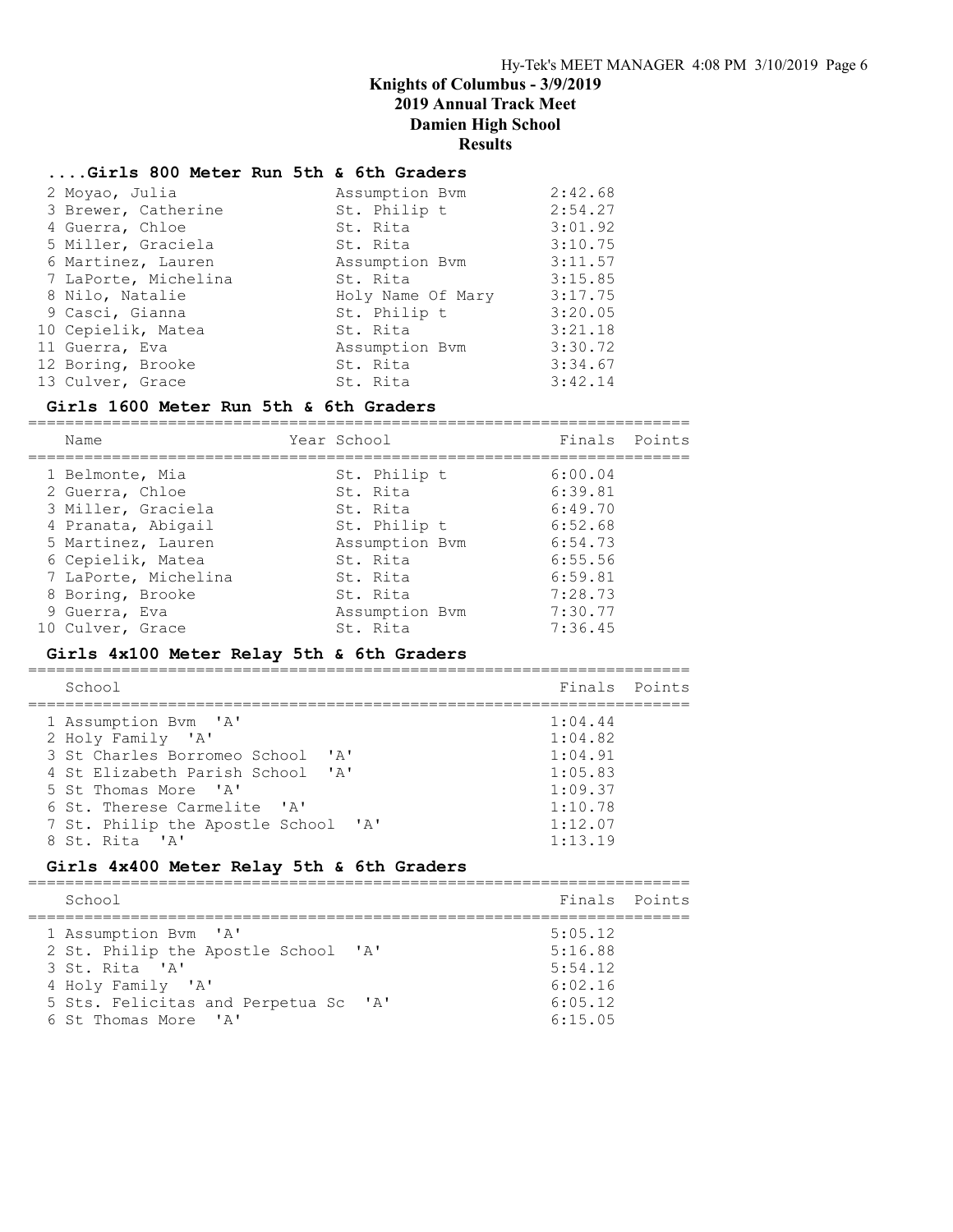# Knights of Columbus - 3/9/2019
## 2019 Annual Track Meet
## Damien High School
## Results

### ....Girls 800 Meter Run 5th & 6th Graders

| Place | Name | School | Finals |
|---|---|---|---|
| 2 | Moyao, Julia | Assumption Bvm | 2:42.68 |
| 3 | Brewer, Catherine | St. Philip t | 2:54.27 |
| 4 | Guerra, Chloe | St. Rita | 3:01.92 |
| 5 | Miller, Graciela | St. Rita | 3:10.75 |
| 6 | Martinez, Lauren | Assumption Bvm | 3:11.57 |
| 7 | LaPorte, Michelina | St. Rita | 3:15.85 |
| 8 | Nilo, Natalie | Holy Name Of Mary | 3:17.75 |
| 9 | Casci, Gianna | St. Philip t | 3:20.05 |
| 10 | Cepielik, Matea | St. Rita | 3:21.18 |
| 11 | Guerra, Eva | Assumption Bvm | 3:30.72 |
| 12 | Boring, Brooke | St. Rita | 3:34.67 |
| 13 | Culver, Grace | St. Rita | 3:42.14 |

### Girls 1600 Meter Run 5th & 6th Graders

| Place | Name | Year School | Finals | Points |
|---|---|---|---|---|
| 1 | Belmonte, Mia | St. Philip t | 6:00.04 | |
| 2 | Guerra, Chloe | St. Rita | 6:39.81 | |
| 3 | Miller, Graciela | St. Rita | 6:49.70 | |
| 4 | Pranata, Abigail | St. Philip t | 6:52.68 | |
| 5 | Martinez, Lauren | Assumption Bvm | 6:54.73 | |
| 6 | Cepielik, Matea | St. Rita | 6:55.56 | |
| 7 | LaPorte, Michelina | St. Rita | 6:59.81 | |
| 8 | Boring, Brooke | St. Rita | 7:28.73 | |
| 9 | Guerra, Eva | Assumption Bvm | 7:30.77 | |
| 10 | Culver, Grace | St. Rita | 7:36.45 | |

### Girls 4x100 Meter Relay 5th & 6th Graders

| Place | School | Finals | Points |
|---|---|---|---|
| 1 | Assumption Bvm 'A' | 1:04.44 | |
| 2 | Holy Family 'A' | 1:04.82 | |
| 3 | St Charles Borromeo School 'A' | 1:04.91 | |
| 4 | St Elizabeth Parish School 'A' | 1:05.83 | |
| 5 | St Thomas More 'A' | 1:09.37 | |
| 6 | St. Therese Carmelite 'A' | 1:10.78 | |
| 7 | St. Philip the Apostle School 'A' | 1:12.07 | |
| 8 | St. Rita 'A' | 1:13.19 | |

### Girls 4x400 Meter Relay 5th & 6th Graders

| Place | School | Finals | Points |
|---|---|---|---|
| 1 | Assumption Bvm 'A' | 5:05.12 | |
| 2 | St. Philip the Apostle School 'A' | 5:16.88 | |
| 3 | St. Rita 'A' | 5:54.12 | |
| 4 | Holy Family 'A' | 6:02.16 | |
| 5 | Sts. Felicitas and Perpetua Sc 'A' | 6:05.12 | |
| 6 | St Thomas More 'A' | 6:15.05 | |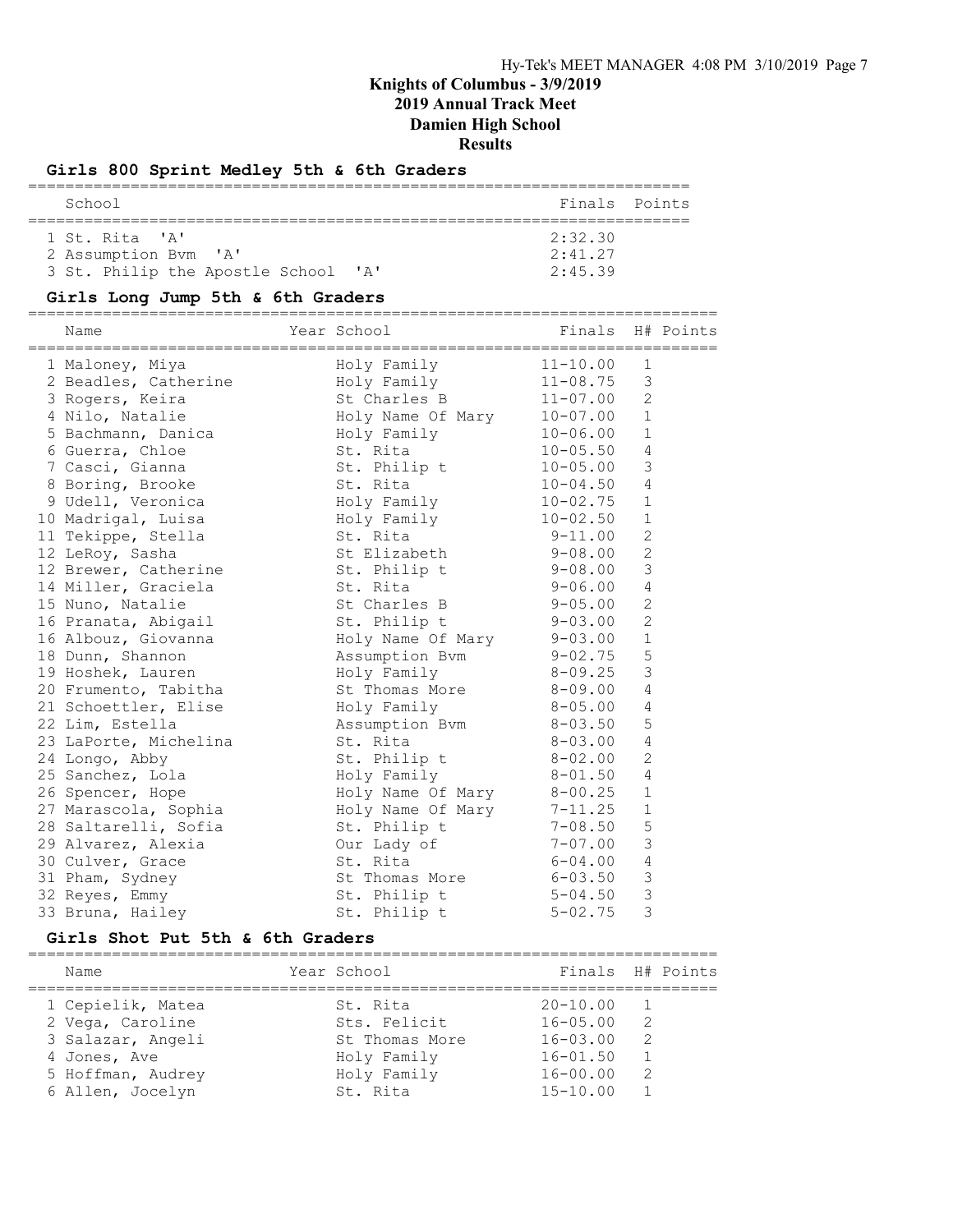# Knights of Columbus - 3/9/2019
## 2019 Annual Track Meet
## Damien High School
## Results

### Girls 800 Sprint Medley 5th & 6th Graders

| | School | Finals | Points |
|---|---|---|---|
| 1 | St. Rita 'A' | 2:32.30 | |
| 2 | Assumption Bvm 'A' | 2:41.27 | |
| 3 | St. Philip the Apostle School 'A' | 2:45.39 | |

### Girls Long Jump 5th & 6th Graders

| | Name | Year | School | Finals | H# | Points |
|---|---|---|---|---|---|---|
| 1 | Maloney, Miya | | Holy Family | 11-10.00 | 1 | |
| 2 | Beadles, Catherine | | Holy Family | 11-08.75 | 3 | |
| 3 | Rogers, Keira | | St Charles B | 11-07.00 | 2 | |
| 4 | Nilo, Natalie | | Holy Name Of Mary | 10-07.00 | 1 | |
| 5 | Bachmann, Danica | | Holy Family | 10-06.00 | 1 | |
| 6 | Guerra, Chloe | | St. Rita | 10-05.50 | 4 | |
| 7 | Casci, Gianna | | St. Philip t | 10-05.00 | 3 | |
| 8 | Boring, Brooke | | St. Rita | 10-04.50 | 4 | |
| 9 | Udell, Veronica | | Holy Family | 10-02.75 | 1 | |
| 10 | Madrigal, Luisa | | Holy Family | 10-02.50 | 1 | |
| 11 | Tekippe, Stella | | St. Rita | 9-11.00 | 2 | |
| 12 | LeRoy, Sasha | | St Elizabeth | 9-08.00 | 2 | |
| 12 | Brewer, Catherine | | St. Philip t | 9-08.00 | 3 | |
| 14 | Miller, Graciela | | St. Rita | 9-06.00 | 4 | |
| 15 | Nuno, Natalie | | St Charles B | 9-05.00 | 2 | |
| 16 | Pranata, Abigail | | St. Philip t | 9-03.00 | 2 | |
| 16 | Albouz, Giovanna | | Holy Name Of Mary | 9-03.00 | 1 | |
| 18 | Dunn, Shannon | | Assumption Bvm | 9-02.75 | 5 | |
| 19 | Hoshek, Lauren | | Holy Family | 8-09.25 | 3 | |
| 20 | Frumento, Tabitha | | St Thomas More | 8-09.00 | 4 | |
| 21 | Schoettler, Elise | | Holy Family | 8-05.00 | 4 | |
| 22 | Lim, Estella | | Assumption Bvm | 8-03.50 | 5 | |
| 23 | LaPorte, Michelina | | St. Rita | 8-03.00 | 4 | |
| 24 | Longo, Abby | | St. Philip t | 8-02.00 | 2 | |
| 25 | Sanchez, Lola | | Holy Family | 8-01.50 | 4 | |
| 26 | Spencer, Hope | | Holy Name Of Mary | 8-00.25 | 1 | |
| 27 | Marascola, Sophia | | Holy Name Of Mary | 7-11.25 | 1 | |
| 28 | Saltarelli, Sofia | | St. Philip t | 7-08.50 | 5 | |
| 29 | Alvarez, Alexia | | Our Lady of | 7-07.00 | 3 | |
| 30 | Culver, Grace | | St. Rita | 6-04.00 | 4 | |
| 31 | Pham, Sydney | | St Thomas More | 6-03.50 | 3 | |
| 32 | Reyes, Emmy | | St. Philip t | 5-04.50 | 3 | |
| 33 | Bruna, Hailey | | St. Philip t | 5-02.75 | 3 | |

### Girls Shot Put 5th & 6th Graders

| | Name | Year | School | Finals | H# | Points |
|---|---|---|---|---|---|---|
| 1 | Cepielik, Matea | | St. Rita | 20-10.00 | 1 | |
| 2 | Vega, Caroline | | Sts. Felicit | 16-05.00 | 2 | |
| 3 | Salazar, Angeli | | St Thomas More | 16-03.00 | 2 | |
| 4 | Jones, Ave | | Holy Family | 16-01.50 | 1 | |
| 5 | Hoffman, Audrey | | Holy Family | 16-00.00 | 2 | |
| 6 | Allen, Jocelyn | | St. Rita | 15-10.00 | 1 | |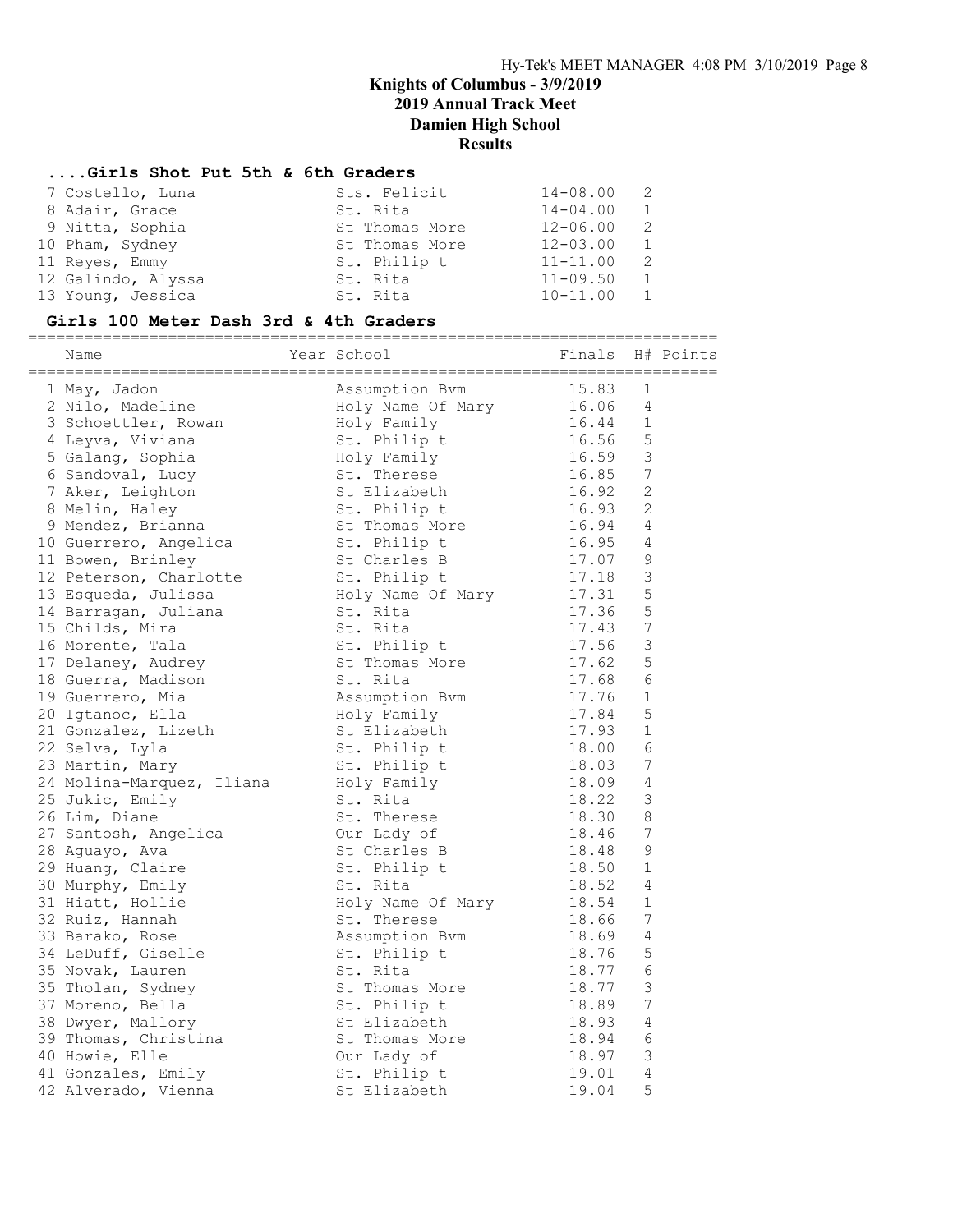Knights of Columbus - 3/9/2019
2019 Annual Track Meet
Damien High School
Results

### ....Girls Shot Put 5th & 6th Graders

| Place | Name | School | Finals | H# |
|---|---|---|---|---|
| 7 | Costello, Luna | Sts. Felicit | 14-08.00 | 2 |
| 8 | Adair, Grace | St. Rita | 14-04.00 | 1 |
| 9 | Nitta, Sophia | St Thomas More | 12-06.00 | 2 |
| 10 | Pham, Sydney | St Thomas More | 12-03.00 | 1 |
| 11 | Reyes, Emmy | St. Philip t | 11-11.00 | 2 |
| 12 | Galindo, Alyssa | St. Rita | 11-09.50 | 1 |
| 13 | Young, Jessica | St. Rita | 10-11.00 | 1 |

### Girls 100 Meter Dash 3rd & 4th Graders

| Place | Name | Year | School | Finals | H# | Points |
|---|---|---|---|---|---|---|
| 1 | May, Jadon | | Assumption Bvm | 15.83 | 1 | |
| 2 | Nilo, Madeline | | Holy Name Of Mary | 16.06 | 4 | |
| 3 | Schoettler, Rowan | | Holy Family | 16.44 | 1 | |
| 4 | Leyva, Viviana | | St. Philip t | 16.56 | 5 | |
| 5 | Galang, Sophia | | Holy Family | 16.59 | 3 | |
| 6 | Sandoval, Lucy | | St. Therese | 16.85 | 7 | |
| 7 | Aker, Leighton | | St Elizabeth | 16.92 | 2 | |
| 8 | Melin, Haley | | St. Philip t | 16.93 | 2 | |
| 9 | Mendez, Brianna | | St Thomas More | 16.94 | 4 | |
| 10 | Guerrero, Angelica | | St. Philip t | 16.95 | 4 | |
| 11 | Bowen, Brinley | | St Charles B | 17.07 | 9 | |
| 12 | Peterson, Charlotte | | St. Philip t | 17.18 | 3 | |
| 13 | Esqueda, Julissa | | Holy Name Of Mary | 17.31 | 5 | |
| 14 | Barragan, Juliana | | St. Rita | 17.36 | 5 | |
| 15 | Childs, Mira | | St. Rita | 17.43 | 7 | |
| 16 | Morente, Tala | | St. Philip t | 17.56 | 3 | |
| 17 | Delaney, Audrey | | St Thomas More | 17.62 | 5 | |
| 18 | Guerra, Madison | | St. Rita | 17.68 | 6 | |
| 19 | Guerrero, Mia | | Assumption Bvm | 17.76 | 1 | |
| 20 | Igtanoc, Ella | | Holy Family | 17.84 | 5 | |
| 21 | Gonzalez, Lizeth | | St Elizabeth | 17.93 | 1 | |
| 22 | Selva, Lyla | | St. Philip t | 18.00 | 6 | |
| 23 | Martin, Mary | | St. Philip t | 18.03 | 7 | |
| 24 | Molina-Marquez, Iliana | | Holy Family | 18.09 | 4 | |
| 25 | Jukic, Emily | | St. Rita | 18.22 | 3 | |
| 26 | Lim, Diane | | St. Therese | 18.30 | 8 | |
| 27 | Santosh, Angelica | | Our Lady of | 18.46 | 7 | |
| 28 | Aguayo, Ava | | St Charles B | 18.48 | 9 | |
| 29 | Huang, Claire | | St. Philip t | 18.50 | 1 | |
| 30 | Murphy, Emily | | St. Rita | 18.52 | 4 | |
| 31 | Hiatt, Hollie | | Holy Name Of Mary | 18.54 | 1 | |
| 32 | Ruiz, Hannah | | St. Therese | 18.66 | 7 | |
| 33 | Barako, Rose | | Assumption Bvm | 18.69 | 4 | |
| 34 | LeDuff, Giselle | | St. Philip t | 18.76 | 5 | |
| 35 | Novak, Lauren | | St. Rita | 18.77 | 6 | |
| 35 | Tholan, Sydney | | St Thomas More | 18.77 | 3 | |
| 37 | Moreno, Bella | | St. Philip t | 18.89 | 7 | |
| 38 | Dwyer, Mallory | | St Elizabeth | 18.93 | 4 | |
| 39 | Thomas, Christina | | St Thomas More | 18.94 | 6 | |
| 40 | Howie, Elle | | Our Lady of | 18.97 | 3 | |
| 41 | Gonzales, Emily | | St. Philip t | 19.01 | 4 | |
| 42 | Alverado, Vienna | | St Elizabeth | 19.04 | 5 | |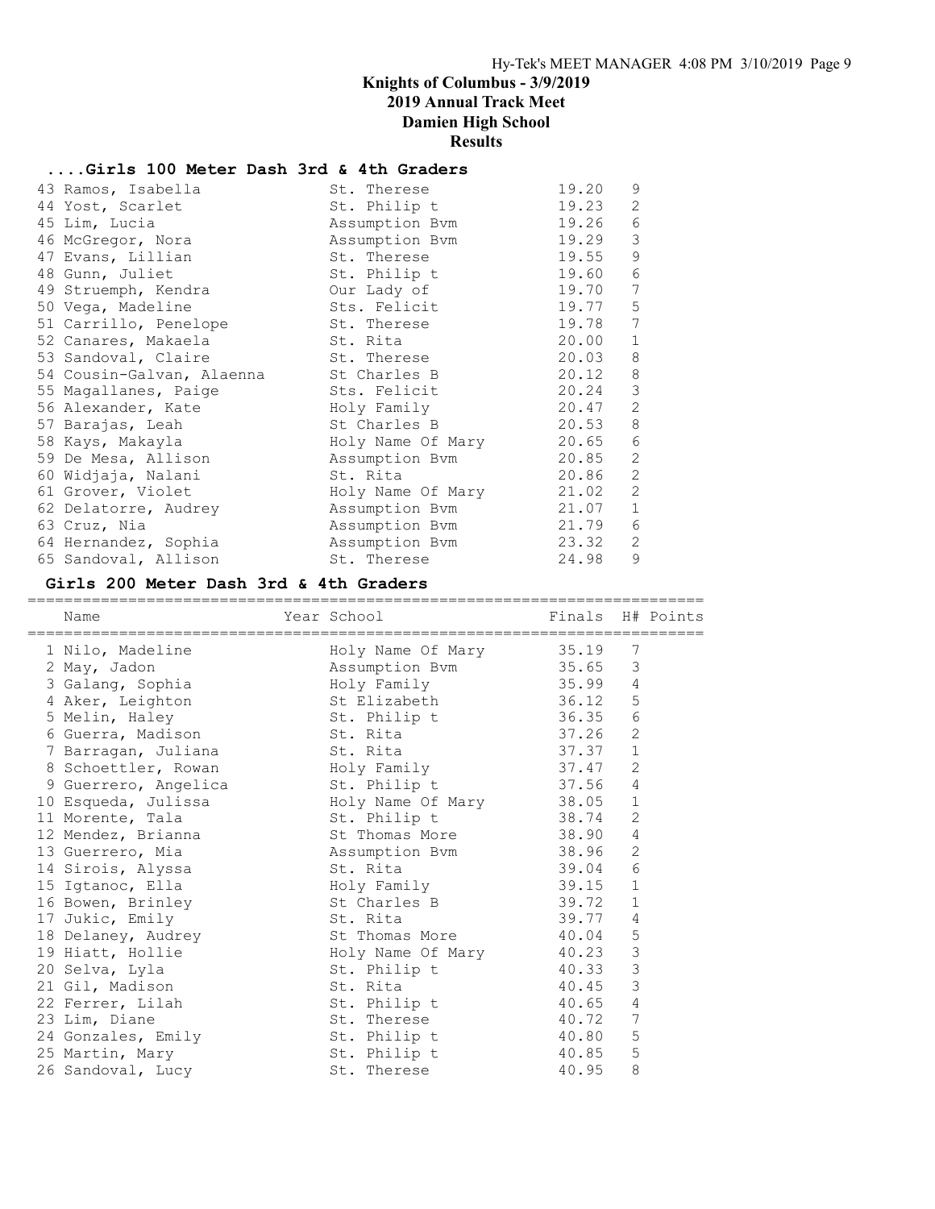# Knights of Columbus - 3/9/2019
## 2019 Annual Track Meet
## Damien High School
## Results

### ....Girls 100 Meter Dash 3rd & 4th Graders

| Place | Name | School | Finals | H# |
|---|---|---|---|---|
| 43 | Ramos, Isabella | St. Therese | 19.20 | 9 |
| 44 | Yost, Scarlet | St. Philip t | 19.23 | 2 |
| 45 | Lim, Lucia | Assumption Bvm | 19.26 | 6 |
| 46 | McGregor, Nora | Assumption Bvm | 19.29 | 3 |
| 47 | Evans, Lillian | St. Therese | 19.55 | 9 |
| 48 | Gunn, Juliet | St. Philip t | 19.60 | 6 |
| 49 | Struemph, Kendra | Our Lady of | 19.70 | 7 |
| 50 | Vega, Madeline | Sts. Felicit | 19.77 | 5 |
| 51 | Carrillo, Penelope | St. Therese | 19.78 | 7 |
| 52 | Canares, Makaela | St. Rita | 20.00 | 1 |
| 53 | Sandoval, Claire | St. Therese | 20.03 | 8 |
| 54 | Cousin-Galvan, Alaenna | St Charles B | 20.12 | 8 |
| 55 | Magallanes, Paige | Sts. Felicit | 20.24 | 3 |
| 56 | Alexander, Kate | Holy Family | 20.47 | 2 |
| 57 | Barajas, Leah | St Charles B | 20.53 | 8 |
| 58 | Kays, Makayla | Holy Name Of Mary | 20.65 | 6 |
| 59 | De Mesa, Allison | Assumption Bvm | 20.85 | 2 |
| 60 | Widjaja, Nalani | St. Rita | 20.86 | 2 |
| 61 | Grover, Violet | Holy Name Of Mary | 21.02 | 2 |
| 62 | Delatorre, Audrey | Assumption Bvm | 21.07 | 1 |
| 63 | Cruz, Nia | Assumption Bvm | 21.79 | 6 |
| 64 | Hernandez, Sophia | Assumption Bvm | 23.32 | 2 |
| 65 | Sandoval, Allison | St. Therese | 24.98 | 9 |

### Girls 200 Meter Dash 3rd & 4th Graders

| Place | Name | Year | School | Finals | H# | Points |
|---|---|---|---|---|---|---|
| 1 | Nilo, Madeline | | Holy Name Of Mary | 35.19 | 7 | |
| 2 | May, Jadon | | Assumption Bvm | 35.65 | 3 | |
| 3 | Galang, Sophia | | Holy Family | 35.99 | 4 | |
| 4 | Aker, Leighton | | St Elizabeth | 36.12 | 5 | |
| 5 | Melin, Haley | | St. Philip t | 36.35 | 6 | |
| 6 | Guerra, Madison | | St. Rita | 37.26 | 2 | |
| 7 | Barragan, Juliana | | St. Rita | 37.37 | 1 | |
| 8 | Schoettler, Rowan | | Holy Family | 37.47 | 2 | |
| 9 | Guerrero, Angelica | | St. Philip t | 37.56 | 4 | |
| 10 | Esqueda, Julissa | | Holy Name Of Mary | 38.05 | 1 | |
| 11 | Morente, Tala | | St. Philip t | 38.74 | 2 | |
| 12 | Mendez, Brianna | | St Thomas More | 38.90 | 4 | |
| 13 | Guerrero, Mia | | Assumption Bvm | 38.96 | 2 | |
| 14 | Sirois, Alyssa | | St. Rita | 39.04 | 6 | |
| 15 | Igtanoc, Ella | | Holy Family | 39.15 | 1 | |
| 16 | Bowen, Brinley | | St Charles B | 39.72 | 1 | |
| 17 | Jukic, Emily | | St. Rita | 39.77 | 4 | |
| 18 | Delaney, Audrey | | St Thomas More | 40.04 | 5 | |
| 19 | Hiatt, Hollie | | Holy Name Of Mary | 40.23 | 3 | |
| 20 | Selva, Lyla | | St. Philip t | 40.33 | 3 | |
| 21 | Gil, Madison | | St. Rita | 40.45 | 3 | |
| 22 | Ferrer, Lilah | | St. Philip t | 40.65 | 4 | |
| 23 | Lim, Diane | | St. Therese | 40.72 | 7 | |
| 24 | Gonzales, Emily | | St. Philip t | 40.80 | 5 | |
| 25 | Martin, Mary | | St. Philip t | 40.85 | 5 | |
| 26 | Sandoval, Lucy | | St. Therese | 40.95 | 8 | |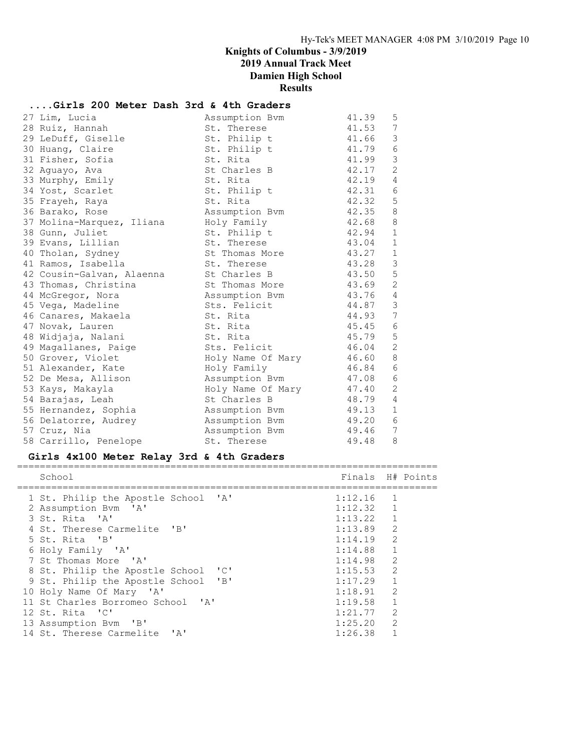# Knights of Columbus - 3/9/2019
## 2019 Annual Track Meet
## Damien High School
## Results

### ....Girls 200 Meter Dash 3rd & 4th Graders

| Place | Name | School | Finals | H# |
|---|---|---|---|---|
| 27 | Lim, Lucia | Assumption Bvm | 41.39 | 5 |
| 28 | Ruiz, Hannah | St. Therese | 41.53 | 7 |
| 29 | LeDuff, Giselle | St. Philip t | 41.66 | 3 |
| 30 | Huang, Claire | St. Philip t | 41.79 | 6 |
| 31 | Fisher, Sofia | St. Rita | 41.99 | 3 |
| 32 | Aguayo, Ava | St Charles B | 42.17 | 2 |
| 33 | Murphy, Emily | St. Rita | 42.19 | 4 |
| 34 | Yost, Scarlet | St. Philip t | 42.31 | 6 |
| 35 | Frayeh, Raya | St. Rita | 42.32 | 5 |
| 36 | Barako, Rose | Assumption Bvm | 42.35 | 8 |
| 37 | Molina-Marquez, Iliana | Holy Family | 42.68 | 8 |
| 38 | Gunn, Juliet | St. Philip t | 42.94 | 1 |
| 39 | Evans, Lillian | St. Therese | 43.04 | 1 |
| 40 | Tholan, Sydney | St Thomas More | 43.27 | 1 |
| 41 | Ramos, Isabella | St. Therese | 43.28 | 3 |
| 42 | Cousin-Galvan, Alaenna | St Charles B | 43.50 | 5 |
| 43 | Thomas, Christina | St Thomas More | 43.69 | 2 |
| 44 | McGregor, Nora | Assumption Bvm | 43.76 | 4 |
| 45 | Vega, Madeline | Sts. Felicit | 44.87 | 3 |
| 46 | Canares, Makaela | St. Rita | 44.93 | 7 |
| 47 | Novak, Lauren | St. Rita | 45.45 | 6 |
| 48 | Widjaja, Nalani | St. Rita | 45.79 | 5 |
| 49 | Magallanes, Paige | Sts. Felicit | 46.04 | 2 |
| 50 | Grover, Violet | Holy Name Of Mary | 46.60 | 8 |
| 51 | Alexander, Kate | Holy Family | 46.84 | 6 |
| 52 | De Mesa, Allison | Assumption Bvm | 47.08 | 6 |
| 53 | Kays, Makayla | Holy Name Of Mary | 47.40 | 2 |
| 54 | Barajas, Leah | St Charles B | 48.79 | 4 |
| 55 | Hernandez, Sophia | Assumption Bvm | 49.13 | 1 |
| 56 | Delatorre, Audrey | Assumption Bvm | 49.20 | 6 |
| 57 | Cruz, Nia | Assumption Bvm | 49.46 | 7 |
| 58 | Carrillo, Penelope | St. Therese | 49.48 | 8 |

### Girls 4x100 Meter Relay 3rd & 4th Graders

| Place | School | Finals | H# | Points |
|---|---|---|---|---|
| 1 | St. Philip the Apostle School 'A' | 1:12.16 | 1 | |
| 2 | Assumption Bvm 'A' | 1:12.32 | 1 | |
| 3 | St. Rita 'A' | 1:13.22 | 1 | |
| 4 | St. Therese Carmelite 'B' | 1:13.89 | 2 | |
| 5 | St. Rita 'B' | 1:14.19 | 2 | |
| 6 | Holy Family 'A' | 1:14.88 | 1 | |
| 7 | St Thomas More 'A' | 1:14.98 | 2 | |
| 8 | St. Philip the Apostle School 'C' | 1:15.53 | 2 | |
| 9 | St. Philip the Apostle School 'B' | 1:17.29 | 1 | |
| 10 | Holy Name Of Mary 'A' | 1:18.91 | 2 | |
| 11 | St Charles Borromeo School 'A' | 1:19.58 | 1 | |
| 12 | St. Rita 'C' | 1:21.77 | 2 | |
| 13 | Assumption Bvm 'B' | 1:25.20 | 2 | |
| 14 | St. Therese Carmelite 'A' | 1:26.38 | 1 | |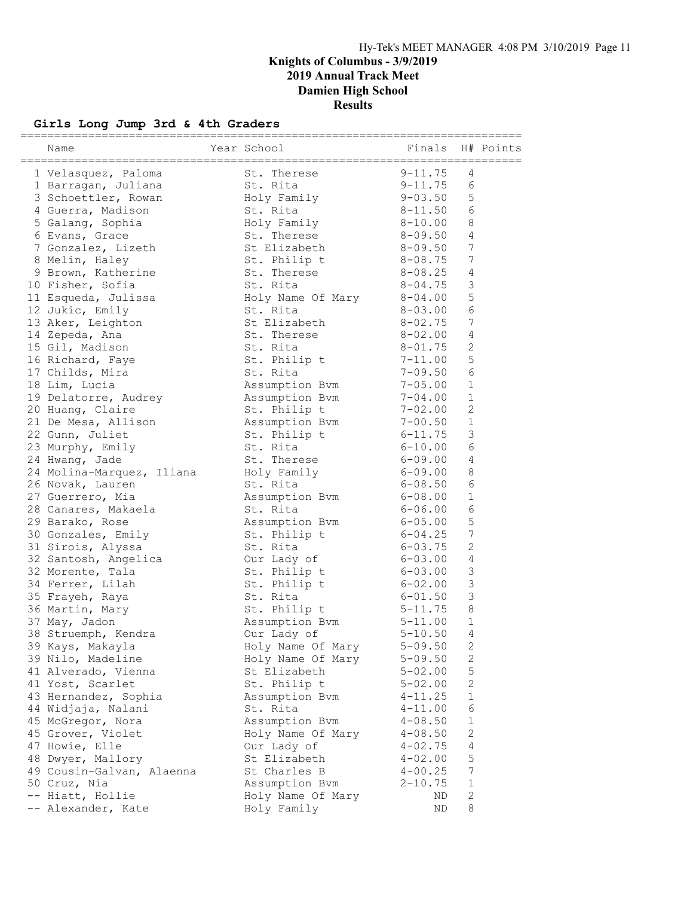# Knights of Columbus - 3/9/2019
## 2019 Annual Track Meet
## Damien High School
## Results

### Girls Long Jump 3rd & 4th Graders

| | Name | Year | School | Finals | H# | Points |
|---|---|---|---|---|---|---|
| 1 | Velasquez, Paloma | | St. Therese | 9-11.75 | 4 | |
| 1 | Barragan, Juliana | | St. Rita | 9-11.75 | 6 | |
| 3 | Schoettler, Rowan | | Holy Family | 9-03.50 | 5 | |
| 4 | Guerra, Madison | | St. Rita | 8-11.50 | 6 | |
| 5 | Galang, Sophia | | Holy Family | 8-10.00 | 8 | |
| 6 | Evans, Grace | | St. Therese | 8-09.50 | 4 | |
| 7 | Gonzalez, Lizeth | | St Elizabeth | 8-09.50 | 7 | |
| 8 | Melin, Haley | | St. Philip t | 8-08.75 | 7 | |
| 9 | Brown, Katherine | | St. Therese | 8-08.25 | 4 | |
| 10 | Fisher, Sofia | | St. Rita | 8-04.75 | 3 | |
| 11 | Esqueda, Julissa | | Holy Name Of Mary | 8-04.00 | 5 | |
| 12 | Jukic, Emily | | St. Rita | 8-03.00 | 6 | |
| 13 | Aker, Leighton | | St Elizabeth | 8-02.75 | 7 | |
| 14 | Zepeda, Ana | | St. Therese | 8-02.00 | 4 | |
| 15 | Gil, Madison | | St. Rita | 8-01.75 | 2 | |
| 16 | Richard, Faye | | St. Philip t | 7-11.00 | 5 | |
| 17 | Childs, Mira | | St. Rita | 7-09.50 | 6 | |
| 18 | Lim, Lucia | | Assumption Bvm | 7-05.00 | 1 | |
| 19 | Delatorre, Audrey | | Assumption Bvm | 7-04.00 | 1 | |
| 20 | Huang, Claire | | St. Philip t | 7-02.00 | 2 | |
| 21 | De Mesa, Allison | | Assumption Bvm | 7-00.50 | 1 | |
| 22 | Gunn, Juliet | | St. Philip t | 6-11.75 | 3 | |
| 23 | Murphy, Emily | | St. Rita | 6-10.00 | 6 | |
| 24 | Hwang, Jade | | St. Therese | 6-09.00 | 4 | |
| 24 | Molina-Marquez, Iliana | | Holy Family | 6-09.00 | 8 | |
| 26 | Novak, Lauren | | St. Rita | 6-08.50 | 6 | |
| 27 | Guerrero, Mia | | Assumption Bvm | 6-08.00 | 1 | |
| 28 | Canares, Makaela | | St. Rita | 6-06.00 | 6 | |
| 29 | Barako, Rose | | Assumption Bvm | 6-05.00 | 5 | |
| 30 | Gonzales, Emily | | St. Philip t | 6-04.25 | 7 | |
| 31 | Sirois, Alyssa | | St. Rita | 6-03.75 | 2 | |
| 32 | Santosh, Angelica | | Our Lady of | 6-03.00 | 4 | |
| 32 | Morente, Tala | | St. Philip t | 6-03.00 | 3 | |
| 34 | Ferrer, Lilah | | St. Philip t | 6-02.00 | 3 | |
| 35 | Frayeh, Raya | | St. Rita | 6-01.50 | 3 | |
| 36 | Martin, Mary | | St. Philip t | 5-11.75 | 8 | |
| 37 | May, Jadon | | Assumption Bvm | 5-11.00 | 1 | |
| 38 | Struemph, Kendra | | Our Lady of | 5-10.50 | 4 | |
| 39 | Kays, Makayla | | Holy Name Of Mary | 5-09.50 | 2 | |
| 39 | Nilo, Madeline | | Holy Name Of Mary | 5-09.50 | 2 | |
| 41 | Alverado, Vienna | | St Elizabeth | 5-02.00 | 5 | |
| 41 | Yost, Scarlet | | St. Philip t | 5-02.00 | 2 | |
| 43 | Hernandez, Sophia | | Assumption Bvm | 4-11.25 | 1 | |
| 44 | Widjaja, Nalani | | St. Rita | 4-11.00 | 6 | |
| 45 | McGregor, Nora | | Assumption Bvm | 4-08.50 | 1 | |
| 45 | Grover, Violet | | Holy Name Of Mary | 4-08.50 | 2 | |
| 47 | Howie, Elle | | Our Lady of | 4-02.75 | 4 | |
| 48 | Dwyer, Mallory | | St Elizabeth | 4-02.00 | 5 | |
| 49 | Cousin-Galvan, Alaenna | | St Charles B | 4-00.25 | 7 | |
| 50 | Cruz, Nia | | Assumption Bvm | 2-10.75 | 1 | |
| -- | Hiatt, Hollie | | Holy Name Of Mary | ND | 2 | |
| -- | Alexander, Kate | | Holy Family | ND | 8 | |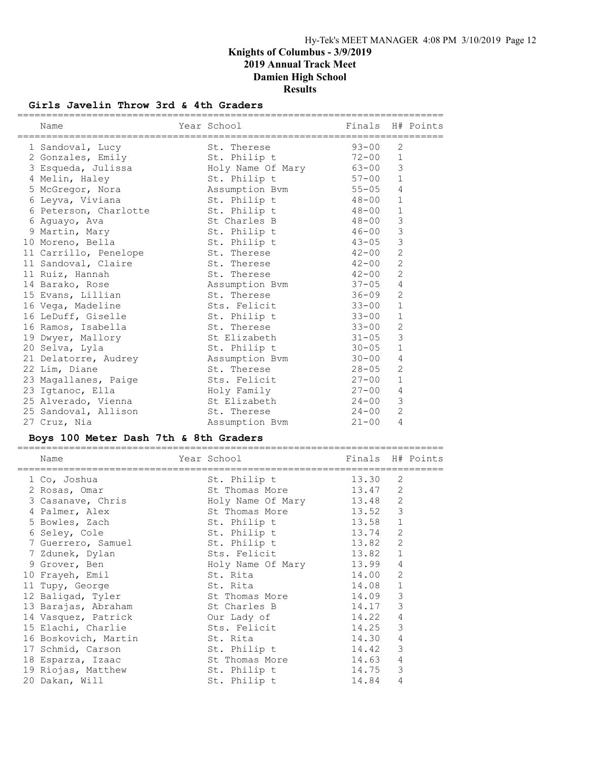# Knights of Columbus - 3/9/2019
## 2019 Annual Track Meet
## Damien High School
## Results

### Girls Javelin Throw 3rd & 4th Graders

| | Name | Year | School | Finals | H# | Points |
|---|---|---|---|---|---|---|
| 1 | Sandoval, Lucy | | St. Therese | 93-00 | 2 | |
| 2 | Gonzales, Emily | | St. Philip t | 72-00 | 1 | |
| 3 | Esqueda, Julissa | | Holy Name Of Mary | 63-00 | 3 | |
| 4 | Melin, Haley | | St. Philip t | 57-00 | 1 | |
| 5 | McGregor, Nora | | Assumption Bvm | 55-05 | 4 | |
| 6 | Leyva, Viviana | | St. Philip t | 48-00 | 1 | |
| 6 | Peterson, Charlotte | | St. Philip t | 48-00 | 1 | |
| 6 | Aguayo, Ava | | St Charles B | 48-00 | 3 | |
| 9 | Martin, Mary | | St. Philip t | 46-00 | 3 | |
| 10 | Moreno, Bella | | St. Philip t | 43-05 | 3 | |
| 11 | Carrillo, Penelope | | St. Therese | 42-00 | 2 | |
| 11 | Sandoval, Claire | | St. Therese | 42-00 | 2 | |
| 11 | Ruiz, Hannah | | St. Therese | 42-00 | 2 | |
| 14 | Barako, Rose | | Assumption Bvm | 37-05 | 4 | |
| 15 | Evans, Lillian | | St. Therese | 36-09 | 2 | |
| 16 | Vega, Madeline | | Sts. Felicit | 33-00 | 1 | |
| 16 | LeDuff, Giselle | | St. Philip t | 33-00 | 1 | |
| 16 | Ramos, Isabella | | St. Therese | 33-00 | 2 | |
| 19 | Dwyer, Mallory | | St Elizabeth | 31-05 | 3 | |
| 20 | Selva, Lyla | | St. Philip t | 30-05 | 1 | |
| 21 | Delatorre, Audrey | | Assumption Bvm | 30-00 | 4 | |
| 22 | Lim, Diane | | St. Therese | 28-05 | 2 | |
| 23 | Magallanes, Paige | | Sts. Felicit | 27-00 | 1 | |
| 23 | Igtanoc, Ella | | Holy Family | 27-00 | 4 | |
| 25 | Alverado, Vienna | | St Elizabeth | 24-00 | 3 | |
| 25 | Sandoval, Allison | | St. Therese | 24-00 | 2 | |
| 27 | Cruz, Nia | | Assumption Bvm | 21-00 | 4 | |

### Boys 100 Meter Dash 7th & 8th Graders

| | Name | Year | School | Finals | H# | Points |
|---|---|---|---|---|---|---|
| 1 | Co, Joshua | | St. Philip t | 13.30 | 2 | |
| 2 | Rosas, Omar | | St Thomas More | 13.47 | 2 | |
| 3 | Casanave, Chris | | Holy Name Of Mary | 13.48 | 2 | |
| 4 | Palmer, Alex | | St Thomas More | 13.52 | 3 | |
| 5 | Bowles, Zach | | St. Philip t | 13.58 | 1 | |
| 6 | Seley, Cole | | St. Philip t | 13.74 | 2 | |
| 7 | Guerrero, Samuel | | St. Philip t | 13.82 | 2 | |
| 7 | Zdunek, Dylan | | Sts. Felicit | 13.82 | 1 | |
| 9 | Grover, Ben | | Holy Name Of Mary | 13.99 | 4 | |
| 10 | Frayeh, Emil | | St. Rita | 14.00 | 2 | |
| 11 | Tupy, George | | St. Rita | 14.08 | 1 | |
| 12 | Baligad, Tyler | | St Thomas More | 14.09 | 3 | |
| 13 | Barajas, Abraham | | St Charles B | 14.17 | 3 | |
| 14 | Vasquez, Patrick | | Our Lady of | 14.22 | 4 | |
| 15 | Elachi, Charlie | | Sts. Felicit | 14.25 | 3 | |
| 16 | Boskovich, Martin | | St. Rita | 14.30 | 4 | |
| 17 | Schmid, Carson | | St. Philip t | 14.42 | 3 | |
| 18 | Esparza, Izaac | | St Thomas More | 14.63 | 4 | |
| 19 | Riojas, Matthew | | St. Philip t | 14.75 | 3 | |
| 20 | Dakan, Will | | St. Philip t | 14.84 | 4 | |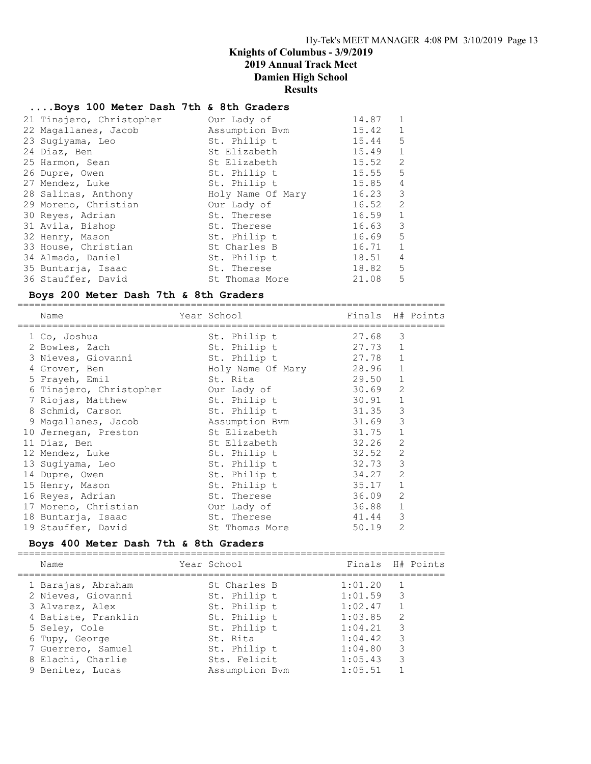# Knights of Columbus - 3/9/2019
## 2019 Annual Track Meet
## Damien High School
## Results

### ....Boys 100 Meter Dash 7th & 8th Graders

| Name | Year | School | Finals | H# | Points |
|---|---|---|---|---|---|
| 21 Tinajero, Christopher | | Our Lady of | 14.87 | 1 | |
| 22 Magallanes, Jacob | | Assumption Bvm | 15.42 | 1 | |
| 23 Sugiyama, Leo | | St. Philip t | 15.44 | 5 | |
| 24 Diaz, Ben | | St Elizabeth | 15.49 | 1 | |
| 25 Harmon, Sean | | St Elizabeth | 15.52 | 2 | |
| 26 Dupre, Owen | | St. Philip t | 15.55 | 5 | |
| 27 Mendez, Luke | | St. Philip t | 15.85 | 4 | |
| 28 Salinas, Anthony | | Holy Name Of Mary | 16.23 | 3 | |
| 29 Moreno, Christian | | Our Lady of | 16.52 | 2 | |
| 30 Reyes, Adrian | | St. Therese | 16.59 | 1 | |
| 31 Avila, Bishop | | St. Therese | 16.63 | 3 | |
| 32 Henry, Mason | | St. Philip t | 16.69 | 5 | |
| 33 House, Christian | | St Charles B | 16.71 | 1 | |
| 34 Almada, Daniel | | St. Philip t | 18.51 | 4 | |
| 35 Buntarja, Isaac | | St. Therese | 18.82 | 5 | |
| 36 Stauffer, David | | St Thomas More | 21.08 | 5 | |

### Boys 200 Meter Dash 7th & 8th Graders

| Name | Year | School | Finals | H# | Points |
|---|---|---|---|---|---|
| 1 Co, Joshua | | St. Philip t | 27.68 | 3 | |
| 2 Bowles, Zach | | St. Philip t | 27.73 | 1 | |
| 3 Nieves, Giovanni | | St. Philip t | 27.78 | 1 | |
| 4 Grover, Ben | | Holy Name Of Mary | 28.96 | 1 | |
| 5 Frayeh, Emil | | St. Rita | 29.50 | 1 | |
| 6 Tinajero, Christopher | | Our Lady of | 30.69 | 2 | |
| 7 Riojas, Matthew | | St. Philip t | 30.91 | 1 | |
| 8 Schmid, Carson | | St. Philip t | 31.35 | 3 | |
| 9 Magallanes, Jacob | | Assumption Bvm | 31.69 | 3 | |
| 10 Jernegan, Preston | | St Elizabeth | 31.75 | 1 | |
| 11 Diaz, Ben | | St Elizabeth | 32.26 | 2 | |
| 12 Mendez, Luke | | St. Philip t | 32.52 | 2 | |
| 13 Sugiyama, Leo | | St. Philip t | 32.73 | 3 | |
| 14 Dupre, Owen | | St. Philip t | 34.27 | 2 | |
| 15 Henry, Mason | | St. Philip t | 35.17 | 1 | |
| 16 Reyes, Adrian | | St. Therese | 36.09 | 2 | |
| 17 Moreno, Christian | | Our Lady of | 36.88 | 1 | |
| 18 Buntarja, Isaac | | St. Therese | 41.44 | 3 | |
| 19 Stauffer, David | | St Thomas More | 50.19 | 2 | |

### Boys 400 Meter Dash 7th & 8th Graders

| Name | Year | School | Finals | H# | Points |
|---|---|---|---|---|---|
| 1 Barajas, Abraham | | St Charles B | 1:01.20 | 1 | |
| 2 Nieves, Giovanni | | St. Philip t | 1:01.59 | 3 | |
| 3 Alvarez, Alex | | St. Philip t | 1:02.47 | 1 | |
| 4 Batiste, Franklin | | St. Philip t | 1:03.85 | 2 | |
| 5 Seley, Cole | | St. Philip t | 1:04.21 | 3 | |
| 6 Tupy, George | | St. Rita | 1:04.42 | 3 | |
| 7 Guerrero, Samuel | | St. Philip t | 1:04.80 | 3 | |
| 8 Elachi, Charlie | | Sts. Felicit | 1:05.43 | 3 | |
| 9 Benitez, Lucas | | Assumption Bvm | 1:05.51 | 1 | |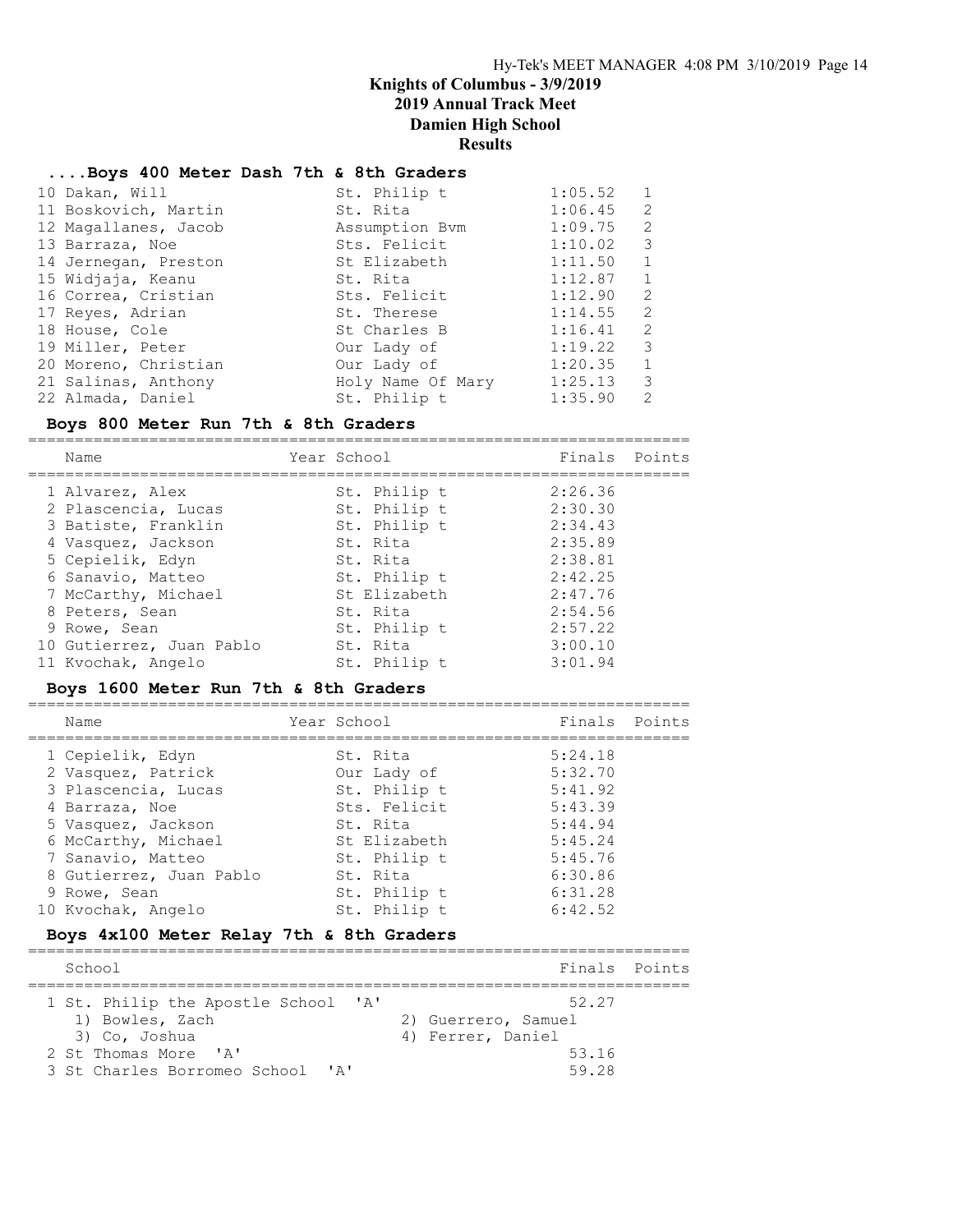# Knights of Columbus - 3/9/2019
## 2019 Annual Track Meet
## Damien High School
## Results

### ....Boys 400 Meter Dash 7th & 8th Graders

| Place | Name | School | Finals | Heat |
|---|---|---|---|---|
| 10 | Dakan, Will | St. Philip t | 1:05.52 | 1 |
| 11 | Boskovich, Martin | St. Rita | 1:06.45 | 2 |
| 12 | Magallanes, Jacob | Assumption Bvm | 1:09.75 | 2 |
| 13 | Barraza, Noe | Sts. Felicit | 1:10.02 | 3 |
| 14 | Jernegan, Preston | St Elizabeth | 1:11.50 | 1 |
| 15 | Widjaja, Keanu | St. Rita | 1:12.87 | 1 |
| 16 | Correa, Cristian | Sts. Felicit | 1:12.90 | 2 |
| 17 | Reyes, Adrian | St. Therese | 1:14.55 | 2 |
| 18 | House, Cole | St Charles B | 1:16.41 | 2 |
| 19 | Miller, Peter | Our Lady of | 1:19.22 | 3 |
| 20 | Moreno, Christian | Our Lady of | 1:20.35 | 1 |
| 21 | Salinas, Anthony | Holy Name Of Mary | 1:25.13 | 3 |
| 22 | Almada, Daniel | St. Philip t | 1:35.90 | 2 |

### Boys 800 Meter Run 7th & 8th Graders

| Place | Name | Year | School | Finals | Points |
|---|---|---|---|---|---|
| 1 | Alvarez, Alex | | St. Philip t | 2:26.36 | |
| 2 | Plascencia, Lucas | | St. Philip t | 2:30.30 | |
| 3 | Batiste, Franklin | | St. Philip t | 2:34.43 | |
| 4 | Vasquez, Jackson | | St. Rita | 2:35.89 | |
| 5 | Cepielik, Edyn | | St. Rita | 2:38.81 | |
| 6 | Sanavio, Matteo | | St. Philip t | 2:42.25 | |
| 7 | McCarthy, Michael | | St Elizabeth | 2:47.76 | |
| 8 | Peters, Sean | | St. Rita | 2:54.56 | |
| 9 | Rowe, Sean | | St. Philip t | 2:57.22 | |
| 10 | Gutierrez, Juan Pablo | | St. Rita | 3:00.10 | |
| 11 | Kvochak, Angelo | | St. Philip t | 3:01.94 | |

### Boys 1600 Meter Run 7th & 8th Graders

| Place | Name | Year | School | Finals | Points |
|---|---|---|---|---|---|
| 1 | Cepielik, Edyn | | St. Rita | 5:24.18 | |
| 2 | Vasquez, Patrick | | Our Lady of | 5:32.70 | |
| 3 | Plascencia, Lucas | | St. Philip t | 5:41.92 | |
| 4 | Barraza, Noe | | Sts. Felicit | 5:43.39 | |
| 5 | Vasquez, Jackson | | St. Rita | 5:44.94 | |
| 6 | McCarthy, Michael | | St Elizabeth | 5:45.24 | |
| 7 | Sanavio, Matteo | | St. Philip t | 5:45.76 | |
| 8 | Gutierrez, Juan Pablo | | St. Rita | 6:30.86 | |
| 9 | Rowe, Sean | | St. Philip t | 6:31.28 | |
| 10 | Kvochak, Angelo | | St. Philip t | 6:42.52 | |

### Boys 4x100 Meter Relay 7th & 8th Graders

| Place | School | Finals | Points |
|---|---|---|---|
| 1 | St. Philip the Apostle School 'A' | 52.27 | |
| | 1) Bowles, Zach; 2) Guerrero, Samuel; 3) Co, Joshua; 4) Ferrer, Daniel | | |
| 2 | St Thomas More 'A' | 53.16 | |
| 3 | St Charles Borromeo School 'A' | 59.28 | |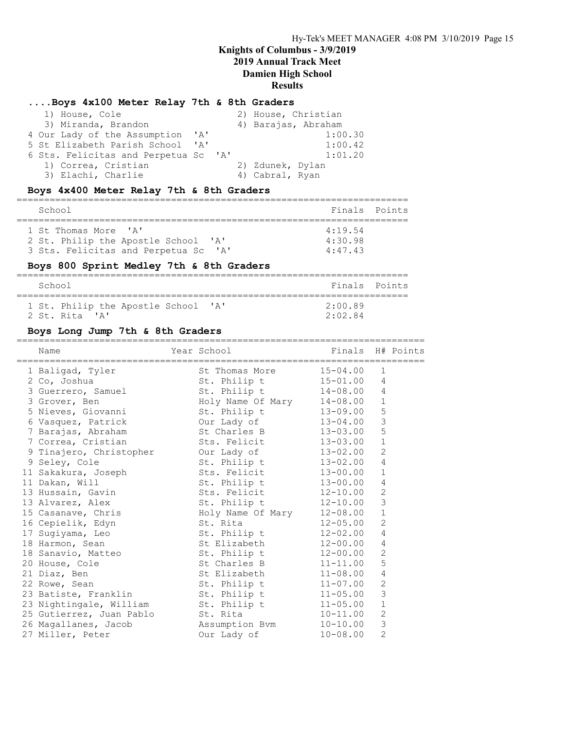# Knights of Columbus - 3/9/2019
## 2019 Annual Track Meet
## Damien High School
## Results

### ....Boys 4x100 Meter Relay 7th & 8th Graders

```
   1) House, Cole                     2) House, Christian
   3) Miranda, Brandon                4) Barajas, Abraham
 4 Our Lady of the Assumption  'A'                 1:00.30
 5 St Elizabeth Parish School  'A'                 1:00.42
 6 Sts. Felicitas and Perpetua Sc  'A'             1:01.20
   1) Correa, Cristian                2) Zdunek, Dylan
   3) Elachi, Charlie                 4) Cabral, Ryan
```

### Boys 4x400 Meter Relay 7th & 8th Graders

| School | Finals | Points |
|---|---|---|
| 1 St Thomas More 'A' | 4:19.54 | |
| 2 St. Philip the Apostle School 'A' | 4:30.98 | |
| 3 Sts. Felicitas and Perpetua Sc 'A' | 4:47.43 | |

### Boys 800 Sprint Medley 7th & 8th Graders

| School | Finals | Points |
|---|---|---|
| 1 St. Philip the Apostle School 'A' | 2:00.89 | |
| 2 St. Rita 'A' | 2:02.84 | |

### Boys Long Jump 7th & 8th Graders

| Name | Year School | Finals | H# | Points |
|---|---|---|---|---|
| 1 Baligad, Tyler | St Thomas More | 15-04.00 | 1 | |
| 2 Co, Joshua | St. Philip t | 15-01.00 | 4 | |
| 3 Guerrero, Samuel | St. Philip t | 14-08.00 | 4 | |
| 3 Grover, Ben | Holy Name Of Mary | 14-08.00 | 1 | |
| 5 Nieves, Giovanni | St. Philip t | 13-09.00 | 5 | |
| 6 Vasquez, Patrick | Our Lady of | 13-04.00 | 3 | |
| 7 Barajas, Abraham | St Charles B | 13-03.00 | 5 | |
| 7 Correa, Cristian | Sts. Felicit | 13-03.00 | 1 | |
| 9 Tinajero, Christopher | Our Lady of | 13-02.00 | 2 | |
| 9 Seley, Cole | St. Philip t | 13-02.00 | 4 | |
| 11 Sakakura, Joseph | Sts. Felicit | 13-00.00 | 1 | |
| 11 Dakan, Will | St. Philip t | 13-00.00 | 4 | |
| 13 Hussain, Gavin | Sts. Felicit | 12-10.00 | 2 | |
| 13 Alvarez, Alex | St. Philip t | 12-10.00 | 3 | |
| 15 Casanave, Chris | Holy Name Of Mary | 12-08.00 | 1 | |
| 16 Cepielik, Edyn | St. Rita | 12-05.00 | 2 | |
| 17 Sugiyama, Leo | St. Philip t | 12-02.00 | 4 | |
| 18 Harmon, Sean | St Elizabeth | 12-00.00 | 4 | |
| 18 Sanavio, Matteo | St. Philip t | 12-00.00 | 2 | |
| 20 House, Cole | St Charles B | 11-11.00 | 5 | |
| 21 Diaz, Ben | St Elizabeth | 11-08.00 | 4 | |
| 22 Rowe, Sean | St. Philip t | 11-07.00 | 2 | |
| 23 Batiste, Franklin | St. Philip t | 11-05.00 | 3 | |
| 23 Nightingale, William | St. Philip t | 11-05.00 | 1 | |
| 25 Gutierrez, Juan Pablo | St. Rita | 10-11.00 | 2 | |
| 26 Magallanes, Jacob | Assumption Bvm | 10-10.00 | 3 | |
| 27 Miller, Peter | Our Lady of | 10-08.00 | 2 | |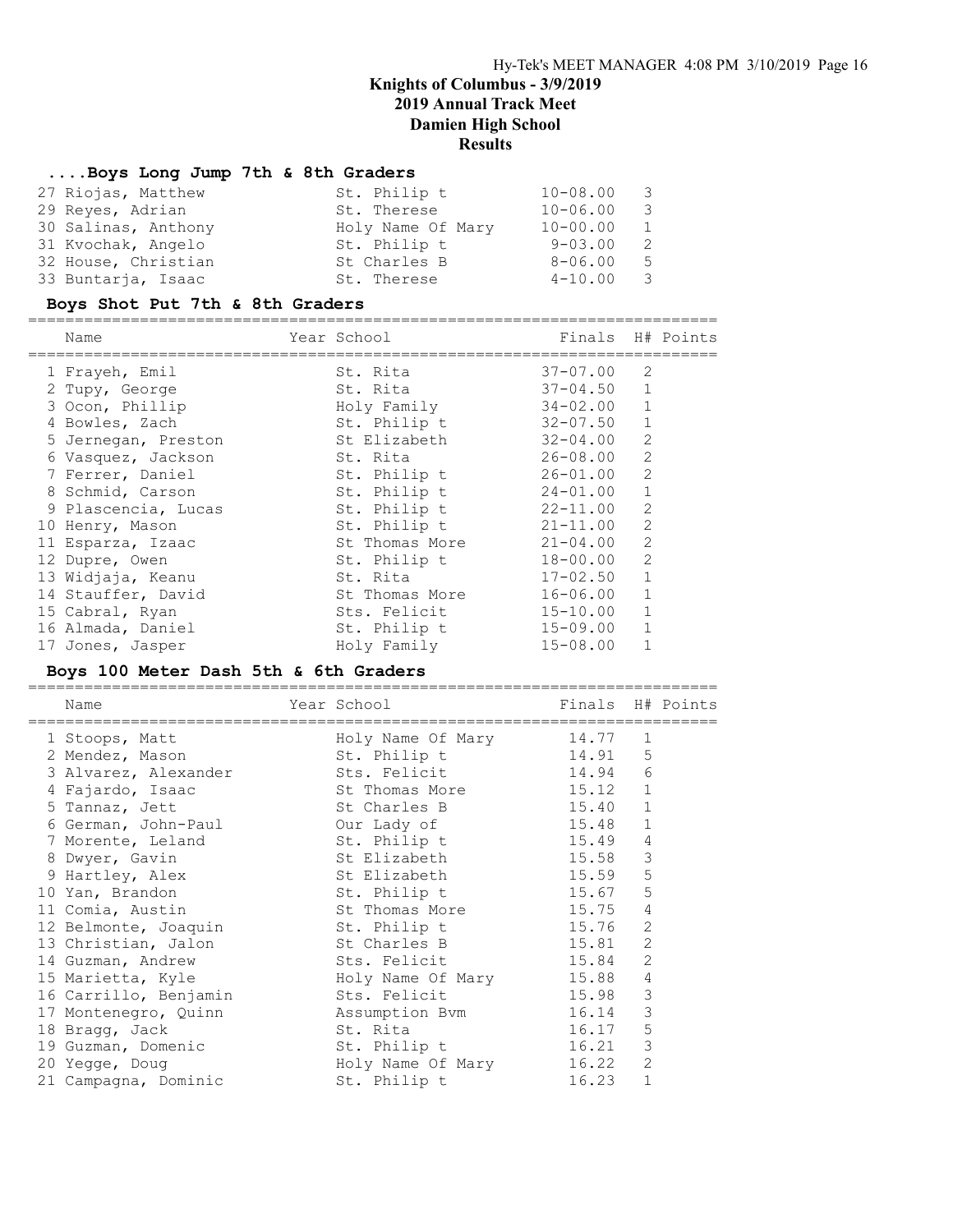# Knights of Columbus - 3/9/2019
## 2019 Annual Track Meet
## Damien High School
## Results

### ....Boys Long Jump 7th & 8th Graders

| Name | Year School | Finals | H# | Points |
|---|---|---|---|---|
| 27 Riojas, Matthew | St. Philip t | 10-08.00 | 3 | |
| 29 Reyes, Adrian | St. Therese | 10-06.00 | 3 | |
| 30 Salinas, Anthony | Holy Name Of Mary | 10-00.00 | 1 | |
| 31 Kvochak, Angelo | St. Philip t | 9-03.00 | 2 | |
| 32 House, Christian | St Charles B | 8-06.00 | 5 | |
| 33 Buntarja, Isaac | St. Therese | 4-10.00 | 3 | |

### Boys Shot Put 7th & 8th Graders

| Name | Year School | Finals | H# | Points |
|---|---|---|---|---|
| 1 Frayeh, Emil | St. Rita | 37-07.00 | 2 | |
| 2 Tupy, George | St. Rita | 37-04.50 | 1 | |
| 3 Ocon, Phillip | Holy Family | 34-02.00 | 1 | |
| 4 Bowles, Zach | St. Philip t | 32-07.50 | 1 | |
| 5 Jernegan, Preston | St Elizabeth | 32-04.00 | 2 | |
| 6 Vasquez, Jackson | St. Rita | 26-08.00 | 2 | |
| 7 Ferrer, Daniel | St. Philip t | 26-01.00 | 2 | |
| 8 Schmid, Carson | St. Philip t | 24-01.00 | 1 | |
| 9 Plascencia, Lucas | St. Philip t | 22-11.00 | 2 | |
| 10 Henry, Mason | St. Philip t | 21-11.00 | 2 | |
| 11 Esparza, Izaac | St Thomas More | 21-04.00 | 2 | |
| 12 Dupre, Owen | St. Philip t | 18-00.00 | 2 | |
| 13 Widjaja, Keanu | St. Rita | 17-02.50 | 1 | |
| 14 Stauffer, David | St Thomas More | 16-06.00 | 1 | |
| 15 Cabral, Ryan | Sts. Felicit | 15-10.00 | 1 | |
| 16 Almada, Daniel | St. Philip t | 15-09.00 | 1 | |
| 17 Jones, Jasper | Holy Family | 15-08.00 | 1 | |

### Boys 100 Meter Dash 5th & 6th Graders

| Name | Year School | Finals | H# | Points |
|---|---|---|---|---|
| 1 Stoops, Matt | Holy Name Of Mary | 14.77 | 1 | |
| 2 Mendez, Mason | St. Philip t | 14.91 | 5 | |
| 3 Alvarez, Alexander | Sts. Felicit | 14.94 | 6 | |
| 4 Fajardo, Isaac | St Thomas More | 15.12 | 1 | |
| 5 Tannaz, Jett | St Charles B | 15.40 | 1 | |
| 6 German, John-Paul | Our Lady of | 15.48 | 1 | |
| 7 Morente, Leland | St. Philip t | 15.49 | 4 | |
| 8 Dwyer, Gavin | St Elizabeth | 15.58 | 3 | |
| 9 Hartley, Alex | St Elizabeth | 15.59 | 5 | |
| 10 Yan, Brandon | St. Philip t | 15.67 | 5 | |
| 11 Comia, Austin | St Thomas More | 15.75 | 4 | |
| 12 Belmonte, Joaquin | St. Philip t | 15.76 | 2 | |
| 13 Christian, Jalon | St Charles B | 15.81 | 2 | |
| 14 Guzman, Andrew | Sts. Felicit | 15.84 | 2 | |
| 15 Marietta, Kyle | Holy Name Of Mary | 15.88 | 4 | |
| 16 Carrillo, Benjamin | Sts. Felicit | 15.98 | 3 | |
| 17 Montenegro, Quinn | Assumption Bvm | 16.14 | 3 | |
| 18 Bragg, Jack | St. Rita | 16.17 | 5 | |
| 19 Guzman, Domenic | St. Philip t | 16.21 | 3 | |
| 20 Yegge, Doug | Holy Name Of Mary | 16.22 | 2 | |
| 21 Campagna, Dominic | St. Philip t | 16.23 | 1 | |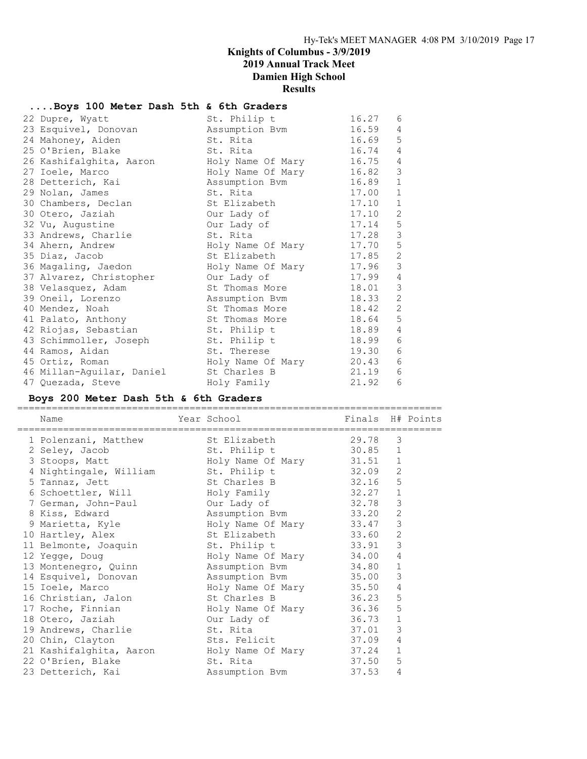# Knights of Columbus - 3/9/2019
## 2019 Annual Track Meet
## Damien High School
## Results

### ....Boys 100 Meter Dash 5th & 6th Graders

| Name | Year School | Finals | H# | Points |
|---|---|---|---|---|
| 22 Dupre, Wyatt | St. Philip t | 16.27 | 6 | |
| 23 Esquivel, Donovan | Assumption Bvm | 16.59 | 4 | |
| 24 Mahoney, Aiden | St. Rita | 16.69 | 5 | |
| 25 O'Brien, Blake | St. Rita | 16.74 | 4 | |
| 26 Kashifalghita, Aaron | Holy Name Of Mary | 16.75 | 4 | |
| 27 Ioele, Marco | Holy Name Of Mary | 16.82 | 3 | |
| 28 Detterich, Kai | Assumption Bvm | 16.89 | 1 | |
| 29 Nolan, James | St. Rita | 17.00 | 1 | |
| 30 Chambers, Declan | St Elizabeth | 17.10 | 1 | |
| 30 Otero, Jaziah | Our Lady of | 17.10 | 2 | |
| 32 Vu, Augustine | Our Lady of | 17.14 | 5 | |
| 33 Andrews, Charlie | St. Rita | 17.28 | 3 | |
| 34 Ahern, Andrew | Holy Name Of Mary | 17.70 | 5 | |
| 35 Diaz, Jacob | St Elizabeth | 17.85 | 2 | |
| 36 Magaling, Jaedon | Holy Name Of Mary | 17.96 | 3 | |
| 37 Alvarez, Christopher | Our Lady of | 17.99 | 4 | |
| 38 Velasquez, Adam | St Thomas More | 18.01 | 3 | |
| 39 Oneil, Lorenzo | Assumption Bvm | 18.33 | 2 | |
| 40 Mendez, Noah | St Thomas More | 18.42 | 2 | |
| 41 Palato, Anthony | St Thomas More | 18.64 | 5 | |
| 42 Riojas, Sebastian | St. Philip t | 18.89 | 4 | |
| 43 Schimmoller, Joseph | St. Philip t | 18.99 | 6 | |
| 44 Ramos, Aidan | St. Therese | 19.30 | 6 | |
| 45 Ortiz, Roman | Holy Name Of Mary | 20.43 | 6 | |
| 46 Millan-Aguilar, Daniel | St Charles B | 21.19 | 6 | |
| 47 Quezada, Steve | Holy Family | 21.92 | 6 | |

### Boys 200 Meter Dash 5th & 6th Graders

| Name | Year School | Finals | H# | Points |
|---|---|---|---|---|
| 1 Polenzani, Matthew | St Elizabeth | 29.78 | 3 | |
| 2 Seley, Jacob | St. Philip t | 30.85 | 1 | |
| 3 Stoops, Matt | Holy Name Of Mary | 31.51 | 1 | |
| 4 Nightingale, William | St. Philip t | 32.09 | 2 | |
| 5 Tannaz, Jett | St Charles B | 32.16 | 5 | |
| 6 Schoettler, Will | Holy Family | 32.27 | 1 | |
| 7 German, John-Paul | Our Lady of | 32.78 | 3 | |
| 8 Kiss, Edward | Assumption Bvm | 33.20 | 2 | |
| 9 Marietta, Kyle | Holy Name Of Mary | 33.47 | 3 | |
| 10 Hartley, Alex | St Elizabeth | 33.60 | 2 | |
| 11 Belmonte, Joaquin | St. Philip t | 33.91 | 3 | |
| 12 Yegge, Doug | Holy Name Of Mary | 34.00 | 4 | |
| 13 Montenegro, Quinn | Assumption Bvm | 34.80 | 1 | |
| 14 Esquivel, Donovan | Assumption Bvm | 35.00 | 3 | |
| 15 Ioele, Marco | Holy Name Of Mary | 35.50 | 4 | |
| 16 Christian, Jalon | St Charles B | 36.23 | 5 | |
| 17 Roche, Finnian | Holy Name Of Mary | 36.36 | 5 | |
| 18 Otero, Jaziah | Our Lady of | 36.73 | 1 | |
| 19 Andrews, Charlie | St. Rita | 37.01 | 3 | |
| 20 Chin, Clayton | Sts. Felicit | 37.09 | 4 | |
| 21 Kashifalghita, Aaron | Holy Name Of Mary | 37.24 | 1 | |
| 22 O'Brien, Blake | St. Rita | 37.50 | 5 | |
| 23 Detterich, Kai | Assumption Bvm | 37.53 | 4 | |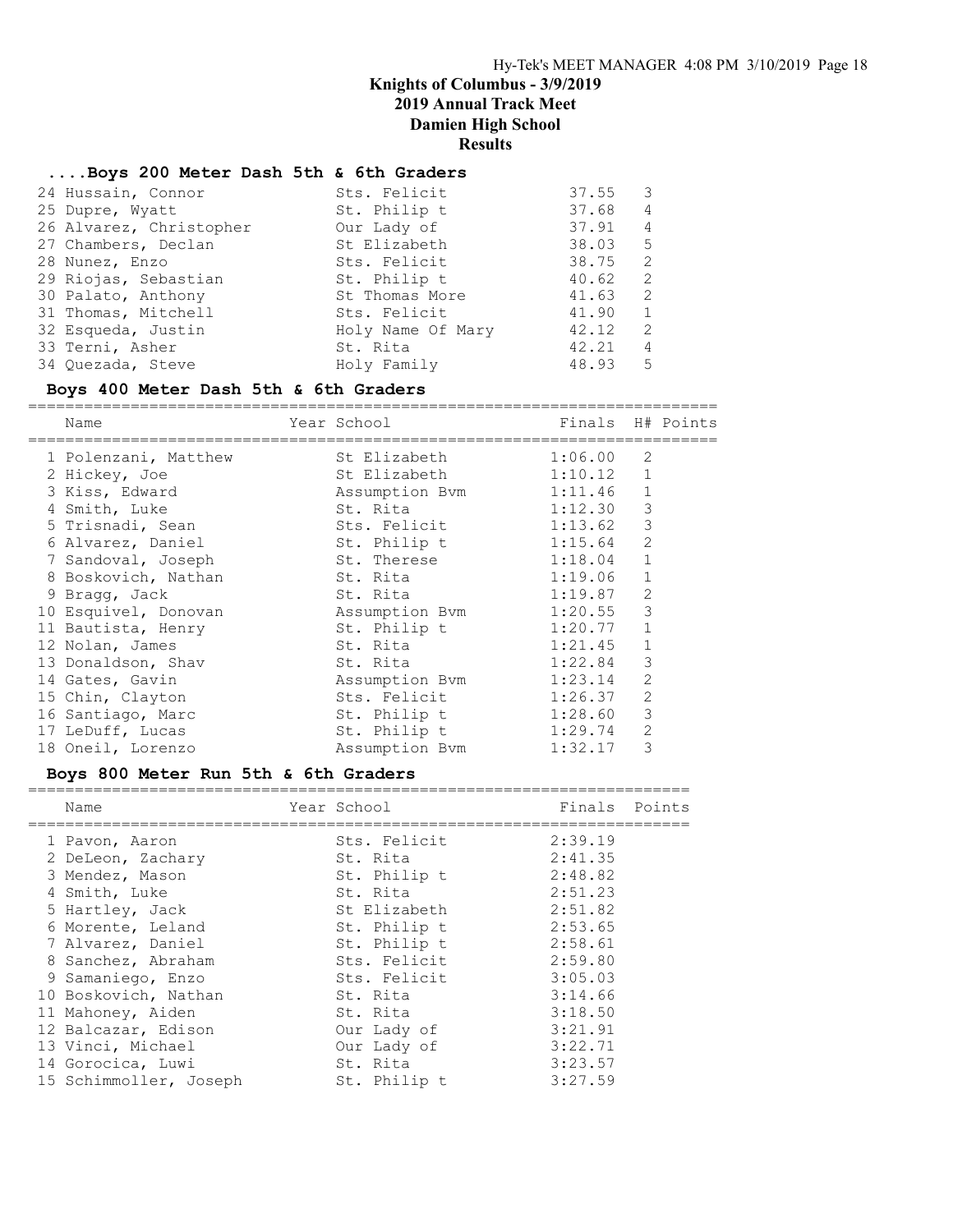# Knights of Columbus - 3/9/2019
## 2019 Annual Track Meet
## Damien High School
## Results

### ....Boys 200 Meter Dash 5th & 6th Graders

| Name | Year | School | Finals | H# | Points |
|---|---|---|---|---|---|
| 24 Hussain, Connor | | Sts. Felicit | 37.55 | 3 | |
| 25 Dupre, Wyatt | | St. Philip t | 37.68 | 4 | |
| 26 Alvarez, Christopher | | Our Lady of | 37.91 | 4 | |
| 27 Chambers, Declan | | St Elizabeth | 38.03 | 5 | |
| 28 Nunez, Enzo | | Sts. Felicit | 38.75 | 2 | |
| 29 Riojas, Sebastian | | St. Philip t | 40.62 | 2 | |
| 30 Palato, Anthony | | St Thomas More | 41.63 | 2 | |
| 31 Thomas, Mitchell | | Sts. Felicit | 41.90 | 1 | |
| 32 Esqueda, Justin | | Holy Name Of Mary | 42.12 | 2 | |
| 33 Terni, Asher | | St. Rita | 42.21 | 4 | |
| 34 Quezada, Steve | | Holy Family | 48.93 | 5 | |

### Boys 400 Meter Dash 5th & 6th Graders

| Name | Year | School | Finals | H# | Points |
|---|---|---|---|---|---|
| 1 Polenzani, Matthew | | St Elizabeth | 1:06.00 | 2 | |
| 2 Hickey, Joe | | St Elizabeth | 1:10.12 | 1 | |
| 3 Kiss, Edward | | Assumption Bvm | 1:11.46 | 1 | |
| 4 Smith, Luke | | St. Rita | 1:12.30 | 3 | |
| 5 Trisnadi, Sean | | Sts. Felicit | 1:13.62 | 3 | |
| 6 Alvarez, Daniel | | St. Philip t | 1:15.64 | 2 | |
| 7 Sandoval, Joseph | | St. Therese | 1:18.04 | 1 | |
| 8 Boskovich, Nathan | | St. Rita | 1:19.06 | 1 | |
| 9 Bragg, Jack | | St. Rita | 1:19.87 | 2 | |
| 10 Esquivel, Donovan | | Assumption Bvm | 1:20.55 | 3 | |
| 11 Bautista, Henry | | St. Philip t | 1:20.77 | 1 | |
| 12 Nolan, James | | St. Rita | 1:21.45 | 1 | |
| 13 Donaldson, Shav | | St. Rita | 1:22.84 | 3 | |
| 14 Gates, Gavin | | Assumption Bvm | 1:23.14 | 2 | |
| 15 Chin, Clayton | | Sts. Felicit | 1:26.37 | 2 | |
| 16 Santiago, Marc | | St. Philip t | 1:28.60 | 3 | |
| 17 LeDuff, Lucas | | St. Philip t | 1:29.74 | 2 | |
| 18 Oneil, Lorenzo | | Assumption Bvm | 1:32.17 | 3 | |

### Boys 800 Meter Run 5th & 6th Graders

| Name | Year | School | Finals | Points |
|---|---|---|---|---|
| 1 Pavon, Aaron | | Sts. Felicit | 2:39.19 | |
| 2 DeLeon, Zachary | | St. Rita | 2:41.35 | |
| 3 Mendez, Mason | | St. Philip t | 2:48.82 | |
| 4 Smith, Luke | | St. Rita | 2:51.23 | |
| 5 Hartley, Jack | | St Elizabeth | 2:51.82 | |
| 6 Morente, Leland | | St. Philip t | 2:53.65 | |
| 7 Alvarez, Daniel | | St. Philip t | 2:58.61 | |
| 8 Sanchez, Abraham | | Sts. Felicit | 2:59.80 | |
| 9 Samaniego, Enzo | | Sts. Felicit | 3:05.03 | |
| 10 Boskovich, Nathan | | St. Rita | 3:14.66 | |
| 11 Mahoney, Aiden | | St. Rita | 3:18.50 | |
| 12 Balcazar, Edison | | Our Lady of | 3:21.91 | |
| 13 Vinci, Michael | | Our Lady of | 3:22.71 | |
| 14 Gorocica, Luwi | | St. Rita | 3:23.57 | |
| 15 Schimmoller, Joseph | | St. Philip t | 3:27.59 | |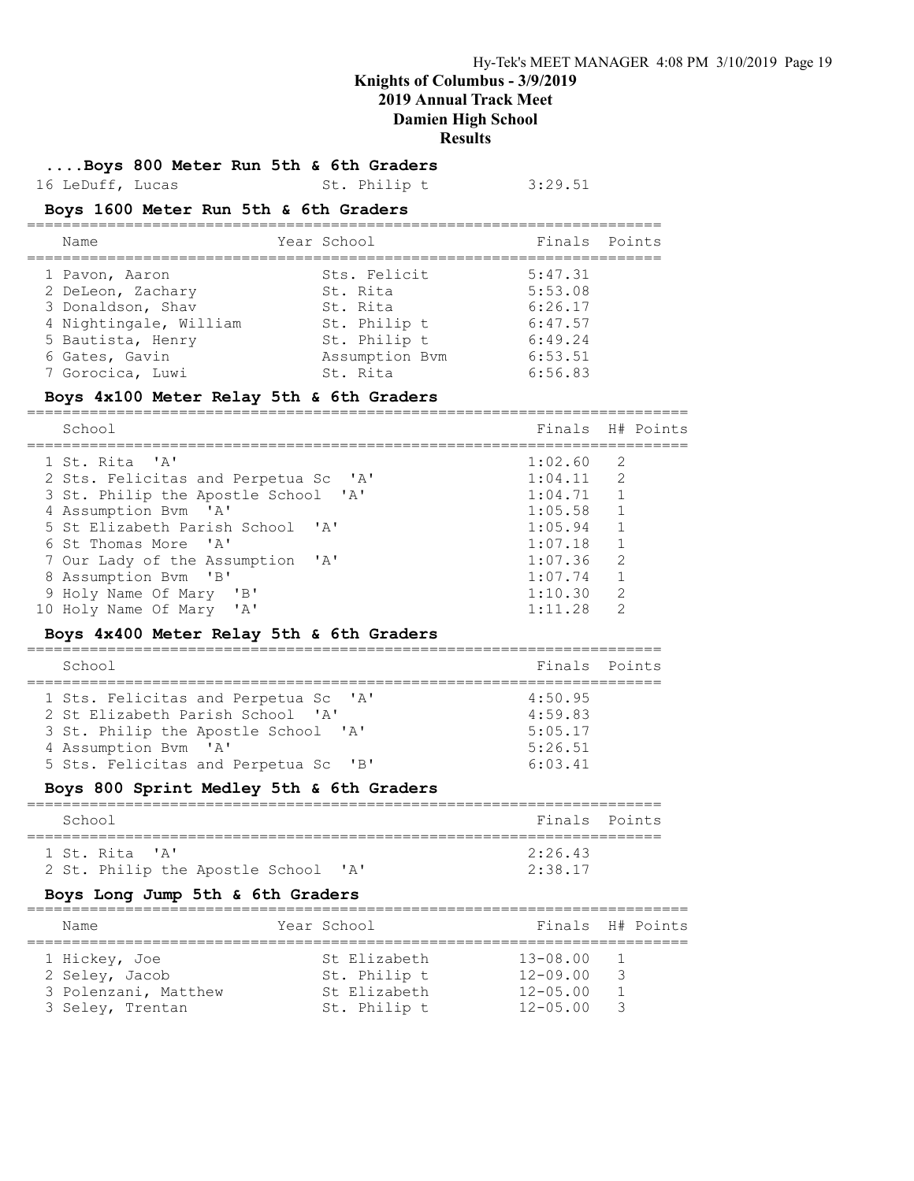# Knights of Columbus - 3/9/2019
## 2019 Annual Track Meet
## Damien High School
## Results

### ....Boys 800 Meter Run 5th & 6th Graders

| Place | Name | Year | School | Finals | Points |
|---|---|---|---|---|---|
| 16 | LeDuff, Lucas | | St. Philip t | 3:29.51 | |

### Boys 1600 Meter Run 5th & 6th Graders

| Place | Name | Year | School | Finals | Points |
|---|---|---|---|---|---|
| 1 | Pavon, Aaron | | Sts. Felicit | 5:47.31 | |
| 2 | DeLeon, Zachary | | St. Rita | 5:53.08 | |
| 3 | Donaldson, Shav | | St. Rita | 6:26.17 | |
| 4 | Nightingale, William | | St. Philip t | 6:47.57 | |
| 5 | Bautista, Henry | | St. Philip t | 6:49.24 | |
| 6 | Gates, Gavin | | Assumption Bvm | 6:53.51 | |
| 7 | Gorocica, Luwi | | St. Rita | 6:56.83 | |

### Boys 4x100 Meter Relay 5th & 6th Graders

| Place | School | Finals | H# | Points |
|---|---|---|---|---|
| 1 | St. Rita 'A' | 1:02.60 | 2 | |
| 2 | Sts. Felicitas and Perpetua Sc 'A' | 1:04.11 | 2 | |
| 3 | St. Philip the Apostle School 'A' | 1:04.71 | 1 | |
| 4 | Assumption Bvm 'A' | 1:05.58 | 1 | |
| 5 | St Elizabeth Parish School 'A' | 1:05.94 | 1 | |
| 6 | St Thomas More 'A' | 1:07.18 | 1 | |
| 7 | Our Lady of the Assumption 'A' | 1:07.36 | 2 | |
| 8 | Assumption Bvm 'B' | 1:07.74 | 1 | |
| 9 | Holy Name Of Mary 'B' | 1:10.30 | 2 | |
| 10 | Holy Name Of Mary 'A' | 1:11.28 | 2 | |

### Boys 4x400 Meter Relay 5th & 6th Graders

| Place | School | Finals | Points |
|---|---|---|---|
| 1 | Sts. Felicitas and Perpetua Sc 'A' | 4:50.95 | |
| 2 | St Elizabeth Parish School 'A' | 4:59.83 | |
| 3 | St. Philip the Apostle School 'A' | 5:05.17 | |
| 4 | Assumption Bvm 'A' | 5:26.51 | |
| 5 | Sts. Felicitas and Perpetua Sc 'B' | 6:03.41 | |

### Boys 800 Sprint Medley 5th & 6th Graders

| Place | School | Finals | Points |
|---|---|---|---|
| 1 | St. Rita 'A' | 2:26.43 | |
| 2 | St. Philip the Apostle School 'A' | 2:38.17 | |

### Boys Long Jump 5th & 6th Graders

| Place | Name | Year | School | Finals | H# | Points |
|---|---|---|---|---|---|---|
| 1 | Hickey, Joe | | St Elizabeth | 13-08.00 | 1 | |
| 2 | Seley, Jacob | | St. Philip t | 12-09.00 | 3 | |
| 3 | Polenzani, Matthew | | St Elizabeth | 12-05.00 | 1 | |
| 3 | Seley, Trentan | | St. Philip t | 12-05.00 | 3 | |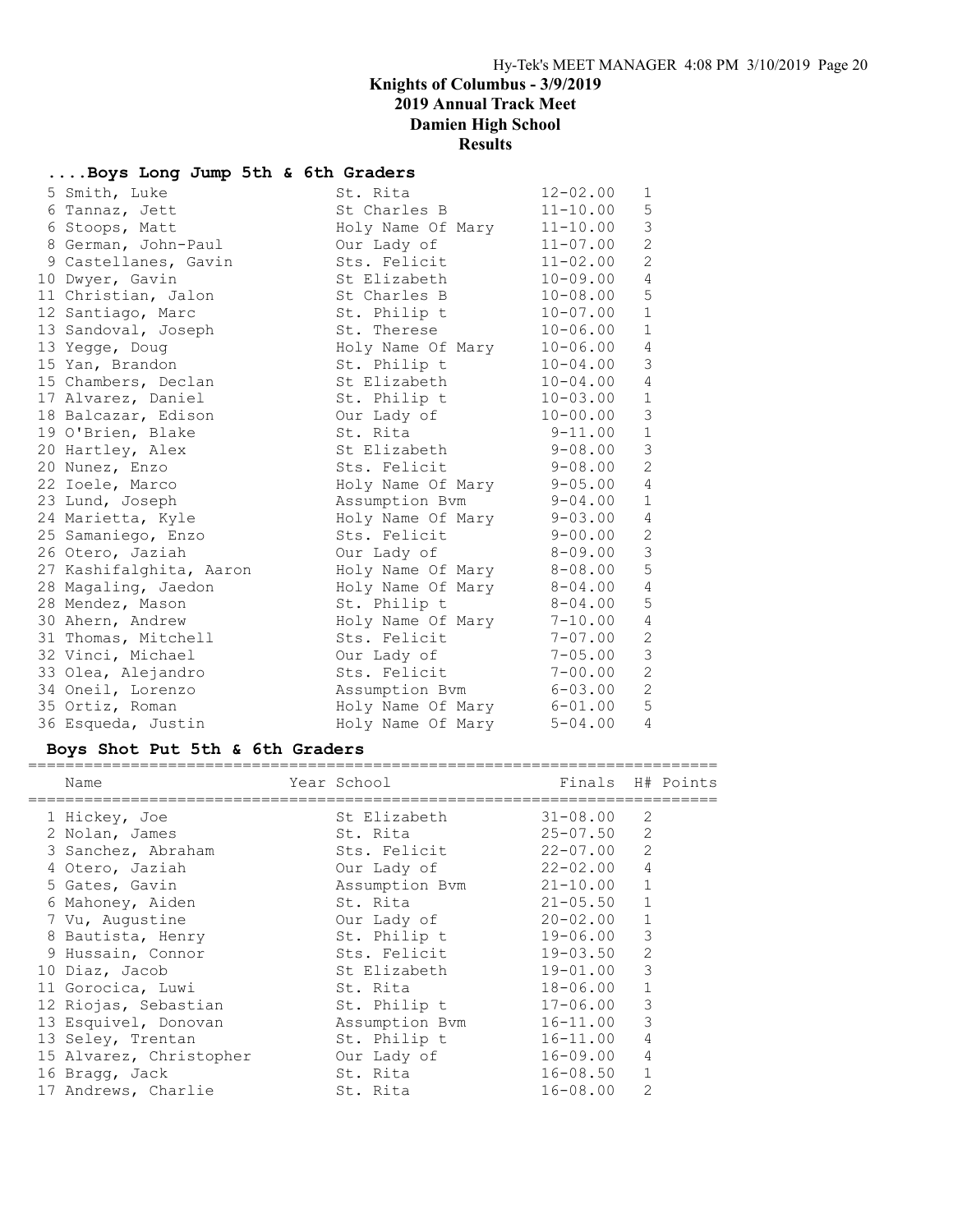Knights of Columbus - 3/9/2019
2019 Annual Track Meet
Damien High School
Results

### ....Boys Long Jump 5th & 6th Graders

| Place | Name | School | Finals | H# |
|---|---|---|---|---|
| 5 | Smith, Luke | St. Rita | 12-02.00 | 1 |
| 6 | Tannaz, Jett | St Charles B | 11-10.00 | 5 |
| 6 | Stoops, Matt | Holy Name Of Mary | 11-10.00 | 3 |
| 8 | German, John-Paul | Our Lady of | 11-07.00 | 2 |
| 9 | Castellanes, Gavin | Sts. Felicit | 11-02.00 | 2 |
| 10 | Dwyer, Gavin | St Elizabeth | 10-09.00 | 4 |
| 11 | Christian, Jalon | St Charles B | 10-08.00 | 5 |
| 12 | Santiago, Marc | St. Philip t | 10-07.00 | 1 |
| 13 | Sandoval, Joseph | St. Therese | 10-06.00 | 1 |
| 13 | Yegge, Doug | Holy Name Of Mary | 10-06.00 | 4 |
| 15 | Yan, Brandon | St. Philip t | 10-04.00 | 3 |
| 15 | Chambers, Declan | St Elizabeth | 10-04.00 | 4 |
| 17 | Alvarez, Daniel | St. Philip t | 10-03.00 | 1 |
| 18 | Balcazar, Edison | Our Lady of | 10-00.00 | 3 |
| 19 | O'Brien, Blake | St. Rita | 9-11.00 | 1 |
| 20 | Hartley, Alex | St Elizabeth | 9-08.00 | 3 |
| 20 | Nunez, Enzo | Sts. Felicit | 9-08.00 | 2 |
| 22 | Ioele, Marco | Holy Name Of Mary | 9-05.00 | 4 |
| 23 | Lund, Joseph | Assumption Bvm | 9-04.00 | 1 |
| 24 | Marietta, Kyle | Holy Name Of Mary | 9-03.00 | 4 |
| 25 | Samaniego, Enzo | Sts. Felicit | 9-00.00 | 2 |
| 26 | Otero, Jaziah | Our Lady of | 8-09.00 | 3 |
| 27 | Kashifalghita, Aaron | Holy Name Of Mary | 8-08.00 | 5 |
| 28 | Magaling, Jaedon | Holy Name Of Mary | 8-04.00 | 4 |
| 28 | Mendez, Mason | St. Philip t | 8-04.00 | 5 |
| 30 | Ahern, Andrew | Holy Name Of Mary | 7-10.00 | 4 |
| 31 | Thomas, Mitchell | Sts. Felicit | 7-07.00 | 2 |
| 32 | Vinci, Michael | Our Lady of | 7-05.00 | 3 |
| 33 | Olea, Alejandro | Sts. Felicit | 7-00.00 | 2 |
| 34 | Oneil, Lorenzo | Assumption Bvm | 6-03.00 | 2 |
| 35 | Ortiz, Roman | Holy Name Of Mary | 6-01.00 | 5 |
| 36 | Esqueda, Justin | Holy Name Of Mary | 5-04.00 | 4 |

### Boys Shot Put 5th & 6th Graders

| Place | Name | Year School | Finals | H# | Points |
|---|---|---|---|---|---|
| 1 | Hickey, Joe | St Elizabeth | 31-08.00 | 2 | |
| 2 | Nolan, James | St. Rita | 25-07.50 | 2 | |
| 3 | Sanchez, Abraham | Sts. Felicit | 22-07.00 | 2 | |
| 4 | Otero, Jaziah | Our Lady of | 22-02.00 | 4 | |
| 5 | Gates, Gavin | Assumption Bvm | 21-10.00 | 1 | |
| 6 | Mahoney, Aiden | St. Rita | 21-05.50 | 1 | |
| 7 | Vu, Augustine | Our Lady of | 20-02.00 | 1 | |
| 8 | Bautista, Henry | St. Philip t | 19-06.00 | 3 | |
| 9 | Hussain, Connor | Sts. Felicit | 19-03.50 | 2 | |
| 10 | Diaz, Jacob | St Elizabeth | 19-01.00 | 3 | |
| 11 | Gorocica, Luwi | St. Rita | 18-06.00 | 1 | |
| 12 | Riojas, Sebastian | St. Philip t | 17-06.00 | 3 | |
| 13 | Esquivel, Donovan | Assumption Bvm | 16-11.00 | 3 | |
| 13 | Seley, Trentan | St. Philip t | 16-11.00 | 4 | |
| 15 | Alvarez, Christopher | Our Lady of | 16-09.00 | 4 | |
| 16 | Bragg, Jack | St. Rita | 16-08.50 | 1 | |
| 17 | Andrews, Charlie | St. Rita | 16-08.00 | 2 | |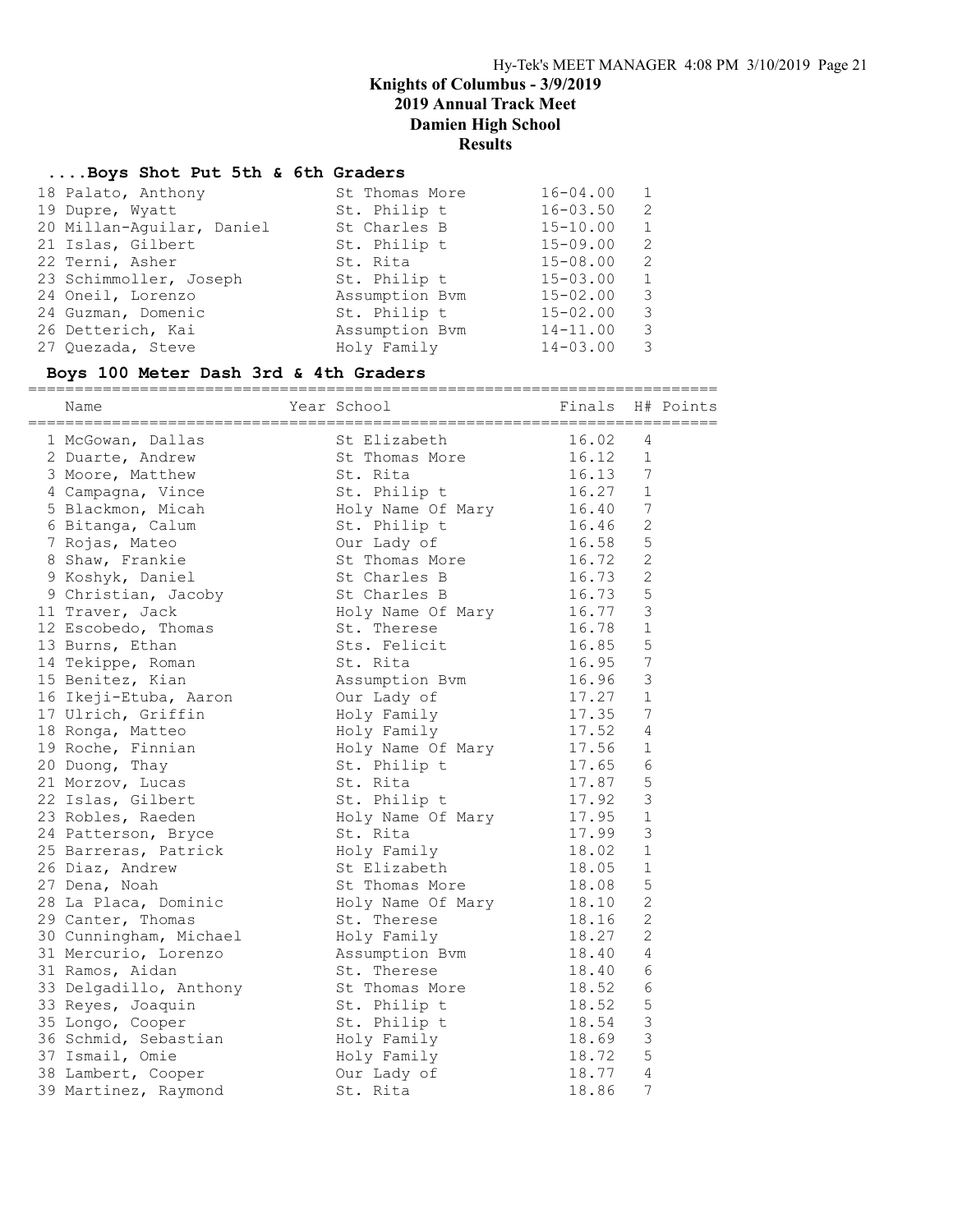# Knights of Columbus - 3/9/2019
## 2019 Annual Track Meet
## Damien High School
## Results

### ....Boys Shot Put 5th & 6th Graders

| | Name | School | Finals | H# |
|---|---|---|---|---|
| 18 | Palato, Anthony | St Thomas More | 16-04.00 | 1 |
| 19 | Dupre, Wyatt | St. Philip t | 16-03.50 | 2 |
| 20 | Millan-Aguilar, Daniel | St Charles B | 15-10.00 | 1 |
| 21 | Islas, Gilbert | St. Philip t | 15-09.00 | 2 |
| 22 | Terni, Asher | St. Rita | 15-08.00 | 2 |
| 23 | Schimmoller, Joseph | St. Philip t | 15-03.00 | 1 |
| 24 | Oneil, Lorenzo | Assumption Bvm | 15-02.00 | 3 |
| 24 | Guzman, Domenic | St. Philip t | 15-02.00 | 3 |
| 26 | Detterich, Kai | Assumption Bvm | 14-11.00 | 3 |
| 27 | Quezada, Steve | Holy Family | 14-03.00 | 3 |

### Boys 100 Meter Dash 3rd & 4th Graders

| | Name | Year School | Finals | H# | Points |
|---|---|---|---|---|---|
| 1 | McGowan, Dallas | St Elizabeth | 16.02 | 4 | |
| 2 | Duarte, Andrew | St Thomas More | 16.12 | 1 | |
| 3 | Moore, Matthew | St. Rita | 16.13 | 7 | |
| 4 | Campagna, Vince | St. Philip t | 16.27 | 1 | |
| 5 | Blackmon, Micah | Holy Name Of Mary | 16.40 | 7 | |
| 6 | Bitanga, Calum | St. Philip t | 16.46 | 2 | |
| 7 | Rojas, Mateo | Our Lady of | 16.58 | 5 | |
| 8 | Shaw, Frankie | St Thomas More | 16.72 | 2 | |
| 9 | Koshyk, Daniel | St Charles B | 16.73 | 2 | |
| 9 | Christian, Jacoby | St Charles B | 16.73 | 5 | |
| 11 | Traver, Jack | Holy Name Of Mary | 16.77 | 3 | |
| 12 | Escobedo, Thomas | St. Therese | 16.78 | 1 | |
| 13 | Burns, Ethan | Sts. Felicit | 16.85 | 5 | |
| 14 | Tekippe, Roman | St. Rita | 16.95 | 7 | |
| 15 | Benitez, Kian | Assumption Bvm | 16.96 | 3 | |
| 16 | Ikeji-Etuba, Aaron | Our Lady of | 17.27 | 1 | |
| 17 | Ulrich, Griffin | Holy Family | 17.35 | 7 | |
| 18 | Ronga, Matteo | Holy Family | 17.52 | 4 | |
| 19 | Roche, Finnian | Holy Name Of Mary | 17.56 | 1 | |
| 20 | Duong, Thay | St. Philip t | 17.65 | 6 | |
| 21 | Morzov, Lucas | St. Rita | 17.87 | 5 | |
| 22 | Islas, Gilbert | St. Philip t | 17.92 | 3 | |
| 23 | Robles, Raeden | Holy Name Of Mary | 17.95 | 1 | |
| 24 | Patterson, Bryce | St. Rita | 17.99 | 3 | |
| 25 | Barreras, Patrick | Holy Family | 18.02 | 1 | |
| 26 | Diaz, Andrew | St Elizabeth | 18.05 | 1 | |
| 27 | Dena, Noah | St Thomas More | 18.08 | 5 | |
| 28 | La Placa, Dominic | Holy Name Of Mary | 18.10 | 2 | |
| 29 | Canter, Thomas | St. Therese | 18.16 | 2 | |
| 30 | Cunningham, Michael | Holy Family | 18.27 | 2 | |
| 31 | Mercurio, Lorenzo | Assumption Bvm | 18.40 | 4 | |
| 31 | Ramos, Aidan | St. Therese | 18.40 | 6 | |
| 33 | Delgadillo, Anthony | St Thomas More | 18.52 | 6 | |
| 33 | Reyes, Joaquin | St. Philip t | 18.52 | 5 | |
| 35 | Longo, Cooper | St. Philip t | 18.54 | 3 | |
| 36 | Schmid, Sebastian | Holy Family | 18.69 | 3 | |
| 37 | Ismail, Omie | Holy Family | 18.72 | 5 | |
| 38 | Lambert, Cooper | Our Lady of | 18.77 | 4 | |
| 39 | Martinez, Raymond | St. Rita | 18.86 | 7 | |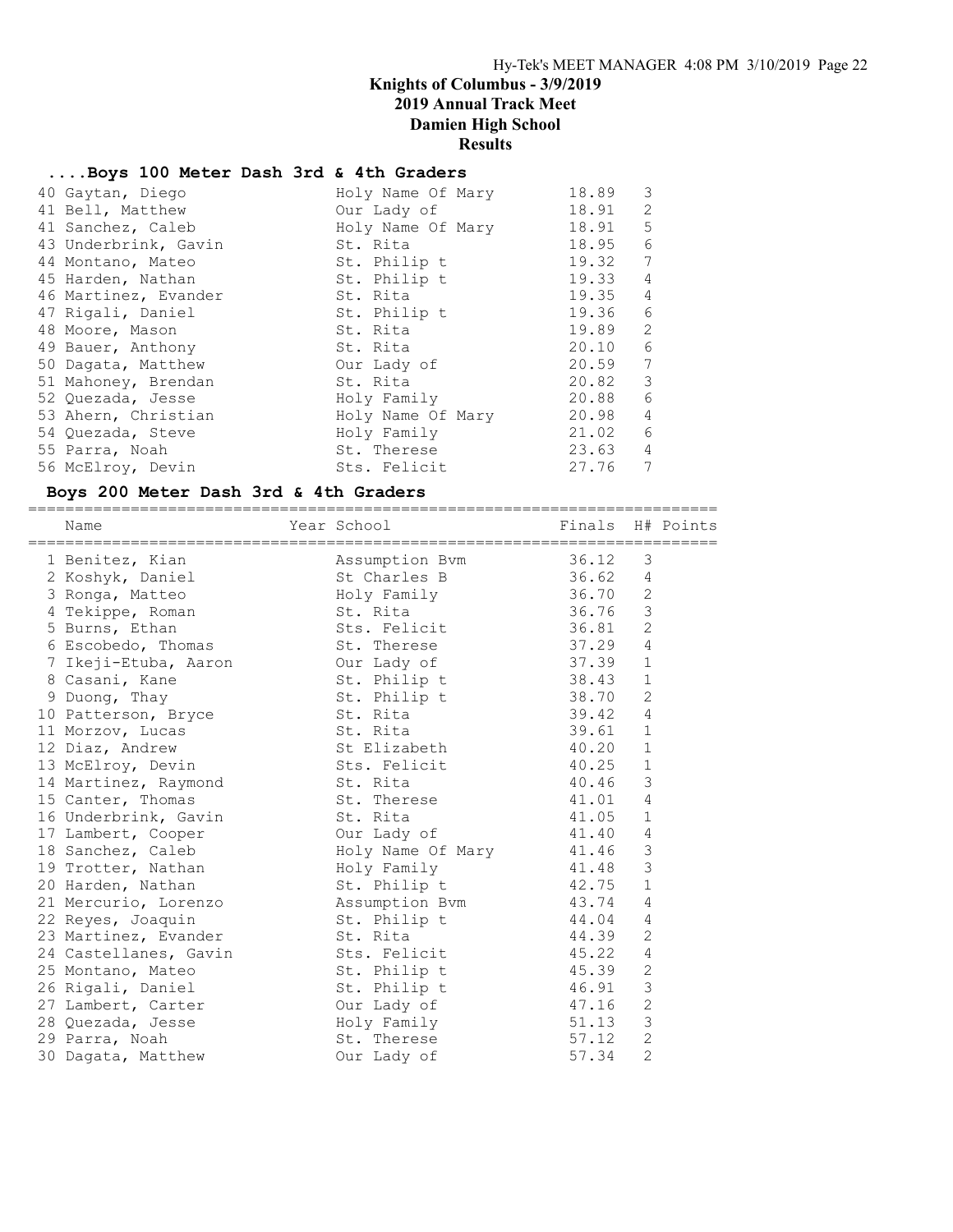# Knights of Columbus - 3/9/2019
## 2019 Annual Track Meet
## Damien High School
## Results

### ....Boys 100 Meter Dash 3rd & 4th Graders

| Place | Name | School | Finals | H# |
|---|---|---|---|---|
| 40 | Gaytan, Diego | Holy Name Of Mary | 18.89 | 3 |
| 41 | Bell, Matthew | Our Lady of | 18.91 | 2 |
| 41 | Sanchez, Caleb | Holy Name Of Mary | 18.91 | 5 |
| 43 | Underbrink, Gavin | St. Rita | 18.95 | 6 |
| 44 | Montano, Mateo | St. Philip t | 19.32 | 7 |
| 45 | Harden, Nathan | St. Philip t | 19.33 | 4 |
| 46 | Martinez, Evander | St. Rita | 19.35 | 4 |
| 47 | Rigali, Daniel | St. Philip t | 19.36 | 6 |
| 48 | Moore, Mason | St. Rita | 19.89 | 2 |
| 49 | Bauer, Anthony | St. Rita | 20.10 | 6 |
| 50 | Dagata, Matthew | Our Lady of | 20.59 | 7 |
| 51 | Mahoney, Brendan | St. Rita | 20.82 | 3 |
| 52 | Quezada, Jesse | Holy Family | 20.88 | 6 |
| 53 | Ahern, Christian | Holy Name Of Mary | 20.98 | 4 |
| 54 | Quezada, Steve | Holy Family | 21.02 | 6 |
| 55 | Parra, Noah | St. Therese | 23.63 | 4 |
| 56 | McElroy, Devin | Sts. Felicit | 27.76 | 7 |

### Boys 200 Meter Dash 3rd & 4th Graders

| Place | Name | Year | School | Finals | H# | Points |
|---|---|---|---|---|---|---|
| 1 | Benitez, Kian | | Assumption Bvm | 36.12 | 3 | |
| 2 | Koshyk, Daniel | | St Charles B | 36.62 | 4 | |
| 3 | Ronga, Matteo | | Holy Family | 36.70 | 2 | |
| 4 | Tekippe, Roman | | St. Rita | 36.76 | 3 | |
| 5 | Burns, Ethan | | Sts. Felicit | 36.81 | 2 | |
| 6 | Escobedo, Thomas | | St. Therese | 37.29 | 4 | |
| 7 | Ikeji-Etuba, Aaron | | Our Lady of | 37.39 | 1 | |
| 8 | Casani, Kane | | St. Philip t | 38.43 | 1 | |
| 9 | Duong, Thay | | St. Philip t | 38.70 | 2 | |
| 10 | Patterson, Bryce | | St. Rita | 39.42 | 4 | |
| 11 | Morzov, Lucas | | St. Rita | 39.61 | 1 | |
| 12 | Diaz, Andrew | | St Elizabeth | 40.20 | 1 | |
| 13 | McElroy, Devin | | Sts. Felicit | 40.25 | 1 | |
| 14 | Martinez, Raymond | | St. Rita | 40.46 | 3 | |
| 15 | Canter, Thomas | | St. Therese | 41.01 | 4 | |
| 16 | Underbrink, Gavin | | St. Rita | 41.05 | 1 | |
| 17 | Lambert, Cooper | | Our Lady of | 41.40 | 4 | |
| 18 | Sanchez, Caleb | | Holy Name Of Mary | 41.46 | 3 | |
| 19 | Trotter, Nathan | | Holy Family | 41.48 | 3 | |
| 20 | Harden, Nathan | | St. Philip t | 42.75 | 1 | |
| 21 | Mercurio, Lorenzo | | Assumption Bvm | 43.74 | 4 | |
| 22 | Reyes, Joaquin | | St. Philip t | 44.04 | 4 | |
| 23 | Martinez, Evander | | St. Rita | 44.39 | 2 | |
| 24 | Castellanes, Gavin | | Sts. Felicit | 45.22 | 4 | |
| 25 | Montano, Mateo | | St. Philip t | 45.39 | 2 | |
| 26 | Rigali, Daniel | | St. Philip t | 46.91 | 3 | |
| 27 | Lambert, Carter | | Our Lady of | 47.16 | 2 | |
| 28 | Quezada, Jesse | | Holy Family | 51.13 | 3 | |
| 29 | Parra, Noah | | St. Therese | 57.12 | 2 | |
| 30 | Dagata, Matthew | | Our Lady of | 57.34 | 2 | |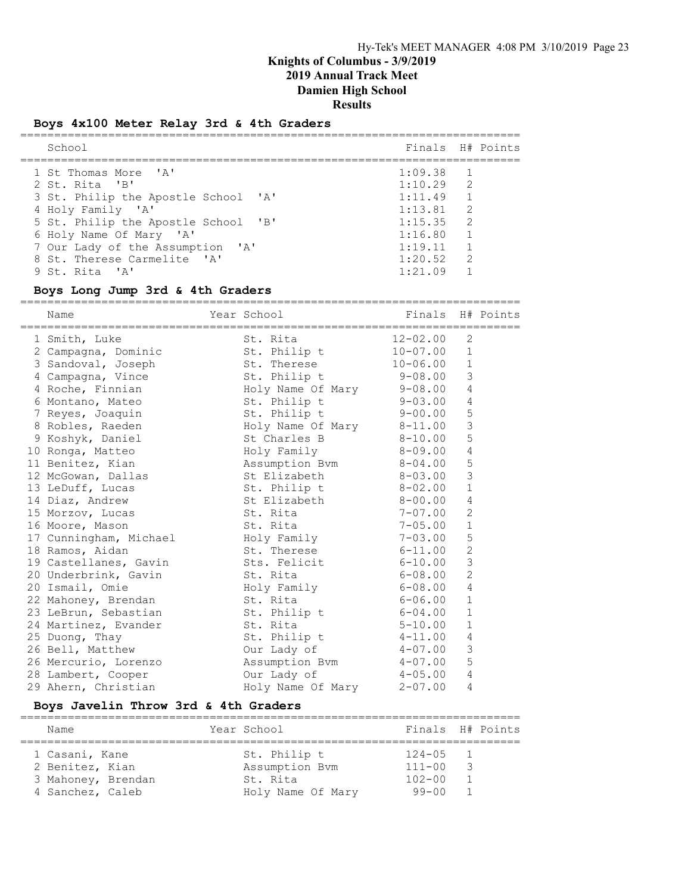# Knights of Columbus - 3/9/2019
## 2019 Annual Track Meet
## Damien High School
## Results

### Boys 4x100 Meter Relay 3rd & 4th Graders

| | School | Finals | H# | Points |
|---|---|---|---|---|
| 1 | St Thomas More 'A' | 1:09.38 | 1 | |
| 2 | St. Rita 'B' | 1:10.29 | 2 | |
| 3 | St. Philip the Apostle School 'A' | 1:11.49 | 1 | |
| 4 | Holy Family 'A' | 1:13.81 | 2 | |
| 5 | St. Philip the Apostle School 'B' | 1:15.35 | 2 | |
| 6 | Holy Name Of Mary 'A' | 1:16.80 | 1 | |
| 7 | Our Lady of the Assumption 'A' | 1:19.11 | 1 | |
| 8 | St. Therese Carmelite 'A' | 1:20.52 | 2 | |
| 9 | St. Rita 'A' | 1:21.09 | 1 | |

### Boys Long Jump 3rd & 4th Graders

| | Name | Year | School | Finals | H# | Points |
|---|---|---|---|---|---|---|
| 1 | Smith, Luke | | St. Rita | 12-02.00 | 2 | |
| 2 | Campagna, Dominic | | St. Philip t | 10-07.00 | 1 | |
| 3 | Sandoval, Joseph | | St. Therese | 10-06.00 | 1 | |
| 4 | Campagna, Vince | | St. Philip t | 9-08.00 | 3 | |
| 4 | Roche, Finnian | | Holy Name Of Mary | 9-08.00 | 4 | |
| 6 | Montano, Mateo | | St. Philip t | 9-03.00 | 4 | |
| 7 | Reyes, Joaquin | | St. Philip t | 9-00.00 | 5 | |
| 8 | Robles, Raeden | | Holy Name Of Mary | 8-11.00 | 3 | |
| 9 | Koshyk, Daniel | | St Charles B | 8-10.00 | 5 | |
| 10 | Ronga, Matteo | | Holy Family | 8-09.00 | 4 | |
| 11 | Benitez, Kian | | Assumption Bvm | 8-04.00 | 5 | |
| 12 | McGowan, Dallas | | St Elizabeth | 8-03.00 | 3 | |
| 13 | LeDuff, Lucas | | St. Philip t | 8-02.00 | 1 | |
| 14 | Diaz, Andrew | | St Elizabeth | 8-00.00 | 4 | |
| 15 | Morzov, Lucas | | St. Rita | 7-07.00 | 2 | |
| 16 | Moore, Mason | | St. Rita | 7-05.00 | 1 | |
| 17 | Cunningham, Michael | | Holy Family | 7-03.00 | 5 | |
| 18 | Ramos, Aidan | | St. Therese | 6-11.00 | 2 | |
| 19 | Castellanes, Gavin | | Sts. Felicit | 6-10.00 | 3 | |
| 20 | Underbrink, Gavin | | St. Rita | 6-08.00 | 2 | |
| 20 | Ismail, Omie | | Holy Family | 6-08.00 | 4 | |
| 22 | Mahoney, Brendan | | St. Rita | 6-06.00 | 1 | |
| 23 | LeBrun, Sebastian | | St. Philip t | 6-04.00 | 1 | |
| 24 | Martinez, Evander | | St. Rita | 5-10.00 | 1 | |
| 25 | Duong, Thay | | St. Philip t | 4-11.00 | 4 | |
| 26 | Bell, Matthew | | Our Lady of | 4-07.00 | 3 | |
| 26 | Mercurio, Lorenzo | | Assumption Bvm | 4-07.00 | 5 | |
| 28 | Lambert, Cooper | | Our Lady of | 4-05.00 | 4 | |
| 29 | Ahern, Christian | | Holy Name Of Mary | 2-07.00 | 4 | |

### Boys Javelin Throw 3rd & 4th Graders

| | Name | Year | School | Finals | H# | Points |
|---|---|---|---|---|---|---|
| 1 | Casani, Kane | | St. Philip t | 124-05 | 1 | |
| 2 | Benitez, Kian | | Assumption Bvm | 111-00 | 3 | |
| 3 | Mahoney, Brendan | | St. Rita | 102-00 | 1 | |
| 4 | Sanchez, Caleb | | Holy Name Of Mary | 99-00 | 1 | |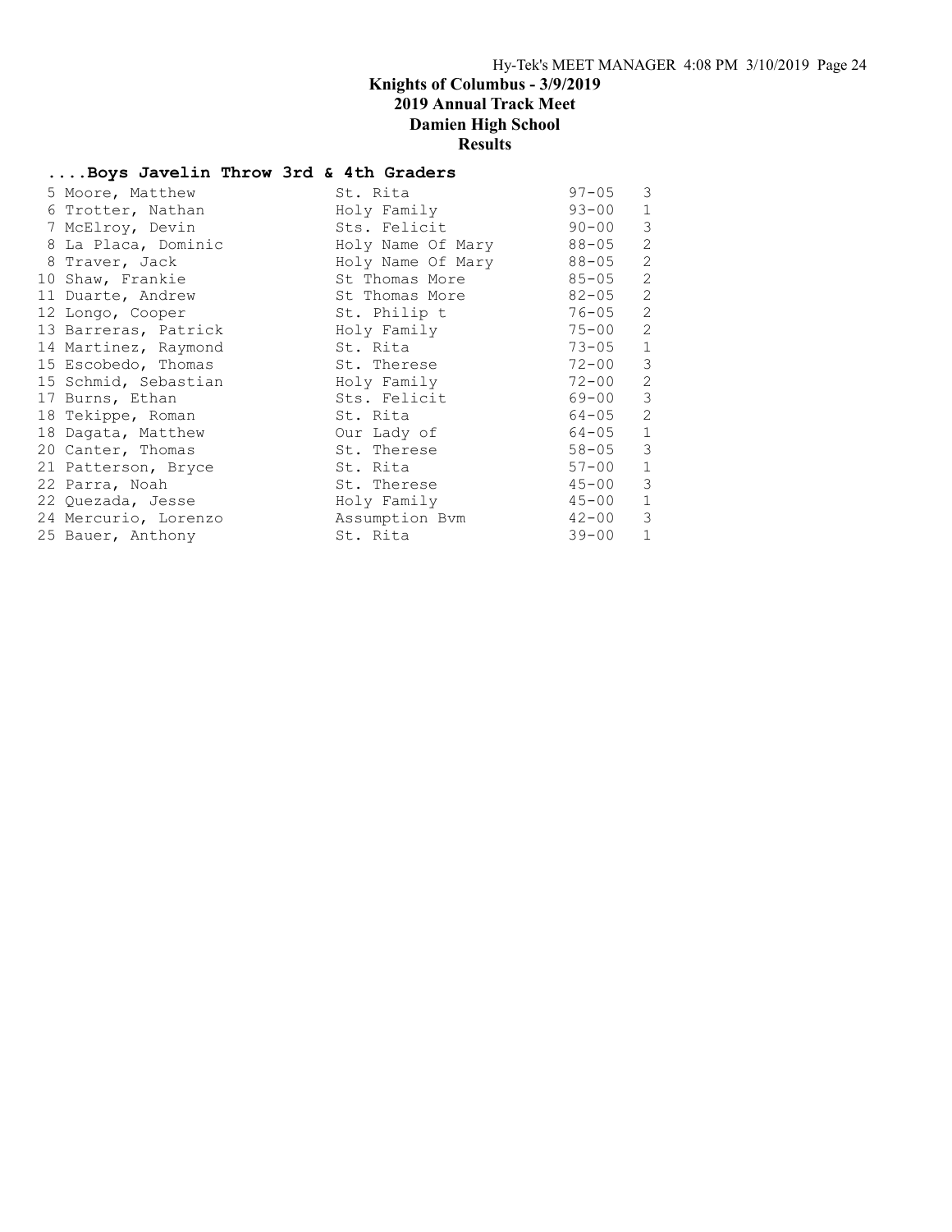# Knights of Columbus - 3/9/2019
## 2019 Annual Track Meet
## Damien High School
## Results

### ....Boys Javelin Throw 3rd & 4th Graders

| | | | | |
|---|---|---|---|---|
| 5 | Moore, Matthew | St. Rita | 97-05 | 3 |
| 6 | Trotter, Nathan | Holy Family | 93-00 | 1 |
| 7 | McElroy, Devin | Sts. Felicit | 90-00 | 3 |
| 8 | La Placa, Dominic | Holy Name Of Mary | 88-05 | 2 |
| 8 | Traver, Jack | Holy Name Of Mary | 88-05 | 2 |
| 10 | Shaw, Frankie | St Thomas More | 85-05 | 2 |
| 11 | Duarte, Andrew | St Thomas More | 82-05 | 2 |
| 12 | Longo, Cooper | St. Philip t | 76-05 | 2 |
| 13 | Barreras, Patrick | Holy Family | 75-00 | 2 |
| 14 | Martinez, Raymond | St. Rita | 73-05 | 1 |
| 15 | Escobedo, Thomas | St. Therese | 72-00 | 3 |
| 15 | Schmid, Sebastian | Holy Family | 72-00 | 2 |
| 17 | Burns, Ethan | Sts. Felicit | 69-00 | 3 |
| 18 | Tekippe, Roman | St. Rita | 64-05 | 2 |
| 18 | Dagata, Matthew | Our Lady of | 64-05 | 1 |
| 20 | Canter, Thomas | St. Therese | 58-05 | 3 |
| 21 | Patterson, Bryce | St. Rita | 57-00 | 1 |
| 22 | Parra, Noah | St. Therese | 45-00 | 3 |
| 22 | Quezada, Jesse | Holy Family | 45-00 | 1 |
| 24 | Mercurio, Lorenzo | Assumption Bvm | 42-00 | 3 |
| 25 | Bauer, Anthony | St. Rita | 39-00 | 1 |